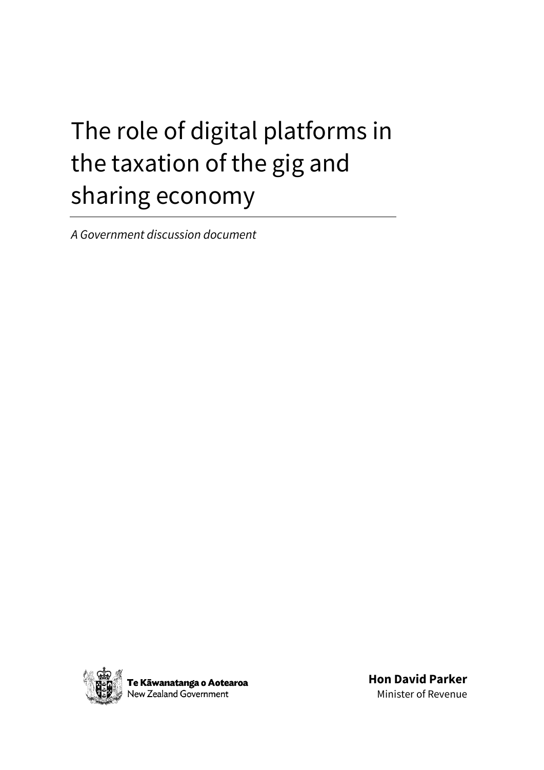# The role of digital platforms in the taxation of the gig and sharing economy

*A Government discussion document*

**Te Kāwanatanga o Aotearoa**
New Zealand Government

**Hon David Parker**
Minister of Revenue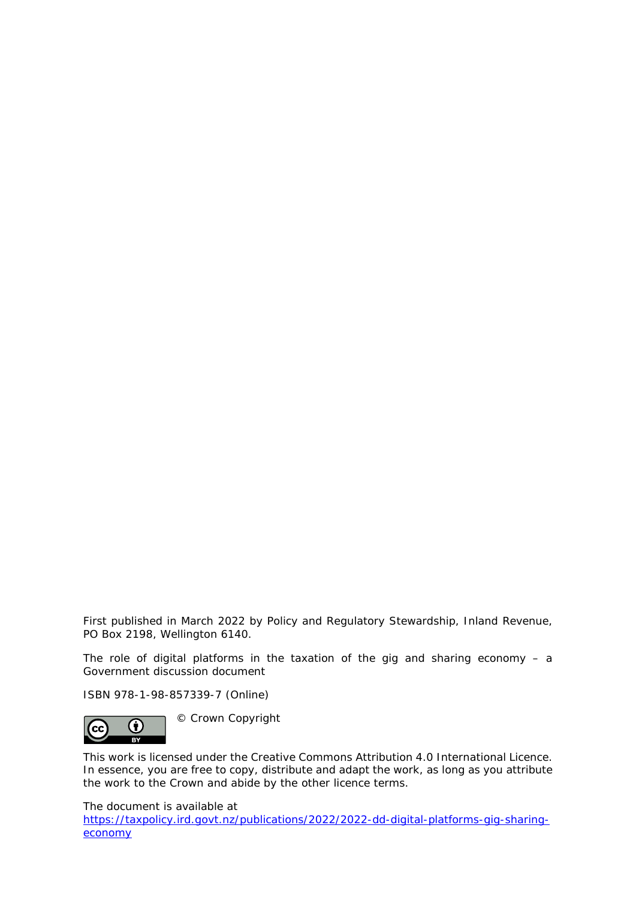First published in March 2022 by Policy and Regulatory Stewardship, Inland Revenue, PO Box 2198, Wellington 6140.

The role of digital platforms in the taxation of the gig and sharing economy – a Government discussion document

ISBN 978-1-98-857339-7 (Online)

© Crown Copyright

This work is licensed under the Creative Commons Attribution 4.0 International Licence. In essence, you are free to copy, distribute and adapt the work, as long as you attribute the work to the Crown and abide by the other licence terms.

The document is available at
https://taxpolicy.ird.govt.nz/publications/2022/2022-dd-digital-platforms-gig-sharing-economy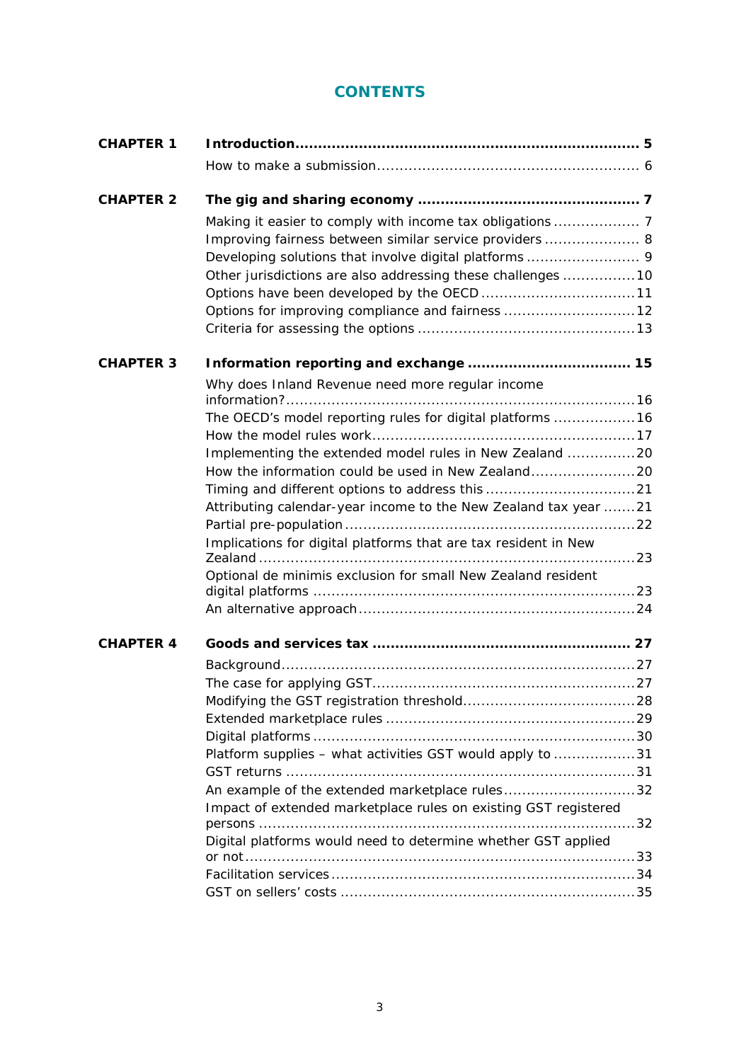# CONTENTS

| | | |
|---|---|---|
| **CHAPTER 1** | **Introduction** | **5** |
| | How to make a submission | 6 |
| **CHAPTER 2** | **The gig and sharing economy** | **7** |
| | Making it easier to comply with income tax obligations | 7 |
| | Improving fairness between similar service providers | 8 |
| | Developing solutions that involve digital platforms | 9 |
| | Other jurisdictions are also addressing these challenges | 10 |
| | Options have been developed by the OECD | 11 |
| | Options for improving compliance and fairness | 12 |
| | Criteria for assessing the options | 13 |
| **CHAPTER 3** | **Information reporting and exchange** | **15** |
| | Why does Inland Revenue need more regular income information? | 16 |
| | The OECD's model reporting rules for digital platforms | 16 |
| | How the model rules work | 17 |
| | Implementing the extended model rules in New Zealand | 20 |
| | How the information could be used in New Zealand | 20 |
| | Timing and different options to address this | 21 |
| | Attributing calendar-year income to the New Zealand tax year | 21 |
| | Partial pre-population | 22 |
| | Implications for digital platforms that are tax resident in New Zealand | 23 |
| | Optional de minimis exclusion for small New Zealand resident digital platforms | 23 |
| | An alternative approach | 24 |
| **CHAPTER 4** | **Goods and services tax** | **27** |
| | Background | 27 |
| | The case for applying GST | 27 |
| | Modifying the GST registration threshold | 28 |
| | Extended marketplace rules | 29 |
| | Digital platforms | 30 |
| | Platform supplies – what activities GST would apply to | 31 |
| | GST returns | 31 |
| | An example of the extended marketplace rules | 32 |
| | Impact of extended marketplace rules on existing GST registered persons | 32 |
| | Digital platforms would need to determine whether GST applied or not | 33 |
| | Facilitation services | 34 |
| | GST on sellers' costs | 35 |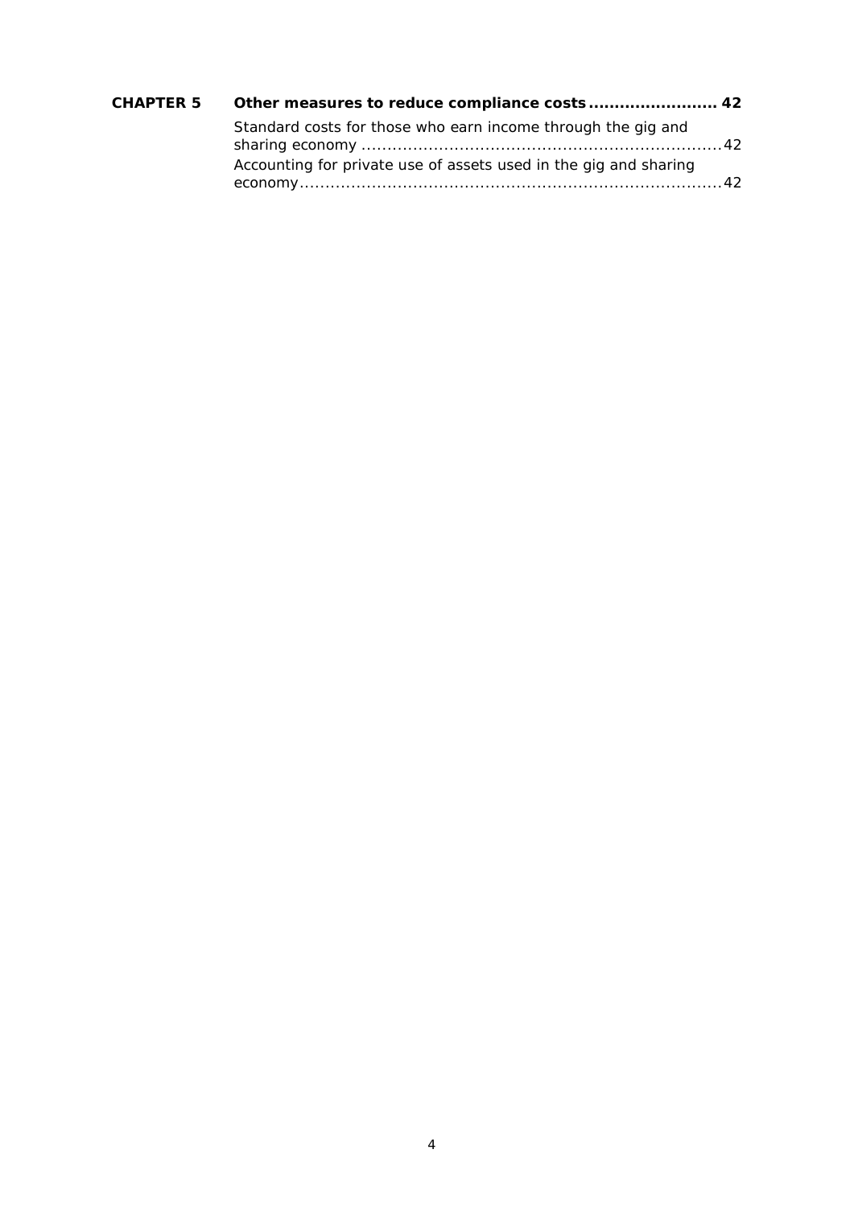| | | |
|---|---|---|
| **CHAPTER 5** | **Other measures to reduce compliance costs** | **42** |
| | Standard costs for those who earn income through the gig and sharing economy | 42 |
| | Accounting for private use of assets used in the gig and sharing economy | 42 |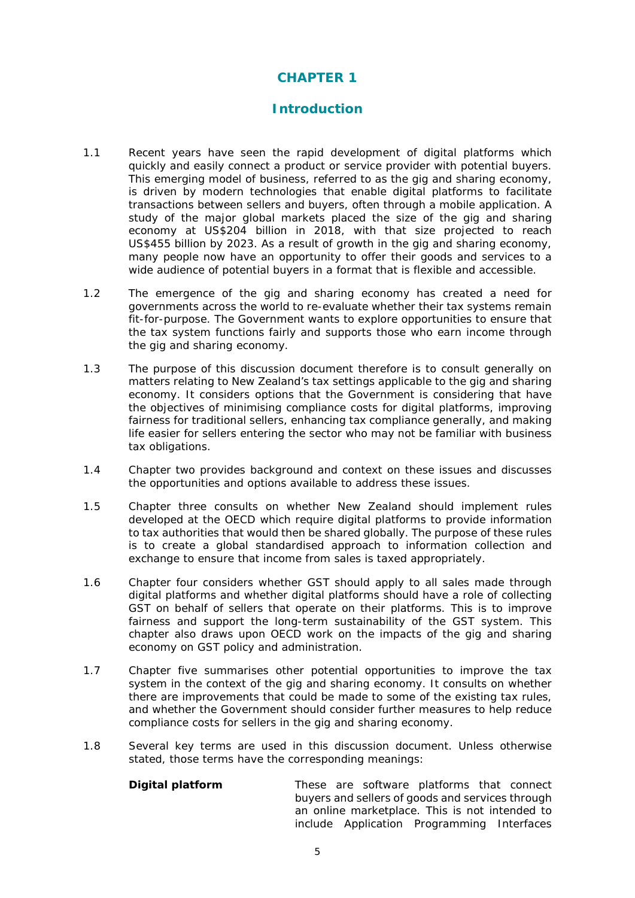# CHAPTER 1

## Introduction

1.1 Recent years have seen the rapid development of digital platforms which quickly and easily connect a product or service provider with potential buyers. This emerging model of business, referred to as the gig and sharing economy, is driven by modern technologies that enable digital platforms to facilitate transactions between sellers and buyers, often through a mobile application. A study of the major global markets placed the size of the gig and sharing economy at US$204 billion in 2018, with that size projected to reach US$455 billion by 2023. As a result of growth in the gig and sharing economy, many people now have an opportunity to offer their goods and services to a wide audience of potential buyers in a format that is flexible and accessible.

1.2 The emergence of the gig and sharing economy has created a need for governments across the world to re-evaluate whether their tax systems remain fit-for-purpose. The Government wants to explore opportunities to ensure that the tax system functions fairly and supports those who earn income through the gig and sharing economy.

1.3 The purpose of this discussion document therefore is to consult generally on matters relating to New Zealand's tax settings applicable to the gig and sharing economy. It considers options that the Government is considering that have the objectives of minimising compliance costs for digital platforms, improving fairness for traditional sellers, enhancing tax compliance generally, and making life easier for sellers entering the sector who may not be familiar with business tax obligations.

1.4 Chapter two provides background and context on these issues and discusses the opportunities and options available to address these issues.

1.5 Chapter three consults on whether New Zealand should implement rules developed at the OECD which require digital platforms to provide information to tax authorities that would then be shared globally. The purpose of these rules is to create a global standardised approach to information collection and exchange to ensure that income from sales is taxed appropriately.

1.6 Chapter four considers whether GST should apply to all sales made through digital platforms and whether digital platforms should have a role of collecting GST on behalf of sellers that operate on their platforms. This is to improve fairness and support the long-term sustainability of the GST system. This chapter also draws upon OECD work on the impacts of the gig and sharing economy on GST policy and administration.

1.7 Chapter five summarises other potential opportunities to improve the tax system in the context of the gig and sharing economy. It consults on whether there are improvements that could be made to some of the existing tax rules, and whether the Government should consider further measures to help reduce compliance costs for sellers in the gig and sharing economy.

1.8 Several key terms are used in this discussion document. Unless otherwise stated, those terms have the corresponding meanings:

| | |
|---|---|
| **Digital platform** | These are software platforms that connect buyers and sellers of goods and services through an online marketplace. This is not intended to include Application Programming Interfaces |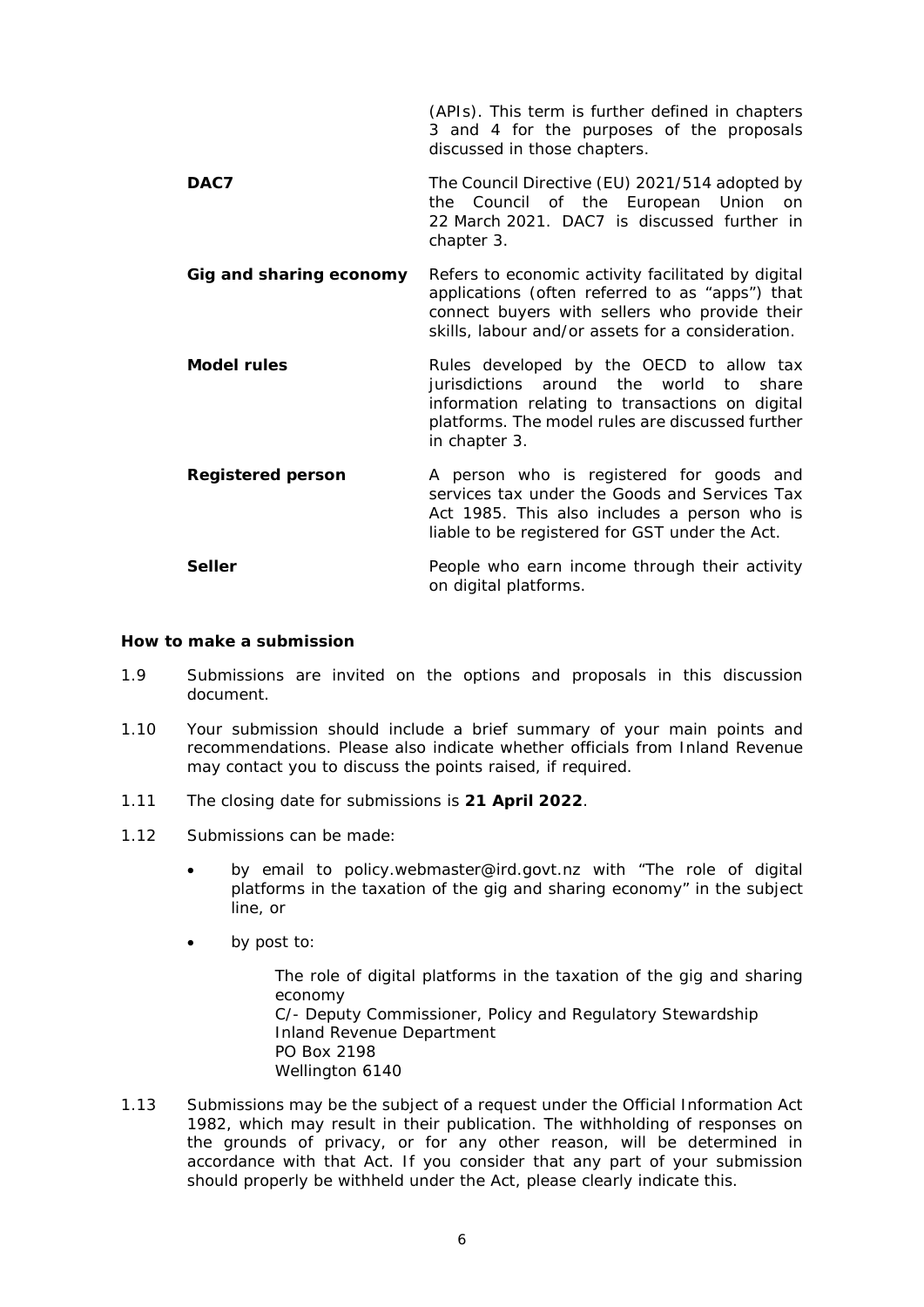| | |
|---|---|
| | (APIs). This term is further defined in chapters 3 and 4 for the purposes of the proposals discussed in those chapters. |
| **DAC7** | The Council Directive (EU) 2021/514 adopted by the Council of the European Union on 22 March 2021. DAC7 is discussed further in chapter 3. |
| **Gig and sharing economy** | Refers to economic activity facilitated by digital applications (often referred to as "apps") that connect buyers with sellers who provide their skills, labour and/or assets for a consideration. |
| **Model rules** | Rules developed by the OECD to allow tax jurisdictions around the world to share information relating to transactions on digital platforms. The model rules are discussed further in chapter 3. |
| **Registered person** | A person who is registered for goods and services tax under the Goods and Services Tax Act 1985. This also includes a person who is liable to be registered for GST under the Act. |
| **Seller** | People who earn income through their activity on digital platforms. |

**How to make a submission**

1.9 Submissions are invited on the options and proposals in this discussion document.

1.10 Your submission should include a brief summary of your main points and recommendations. Please also indicate whether officials from Inland Revenue may contact you to discuss the points raised, if required.

1.11 The closing date for submissions is **21 April 2022**.

1.12 Submissions can be made:

- by email to policy.webmaster@ird.govt.nz with "The role of digital platforms in the taxation of the gig and sharing economy" in the subject line, or
- by post to:

  The role of digital platforms in the taxation of the gig and sharing economy
  C/- Deputy Commissioner, Policy and Regulatory Stewardship
  Inland Revenue Department
  PO Box 2198
  Wellington 6140

1.13 Submissions may be the subject of a request under the Official Information Act 1982, which may result in their publication. The withholding of responses on the grounds of privacy, or for any other reason, will be determined in accordance with that Act. If you consider that any part of your submission should properly be withheld under the Act, please clearly indicate this.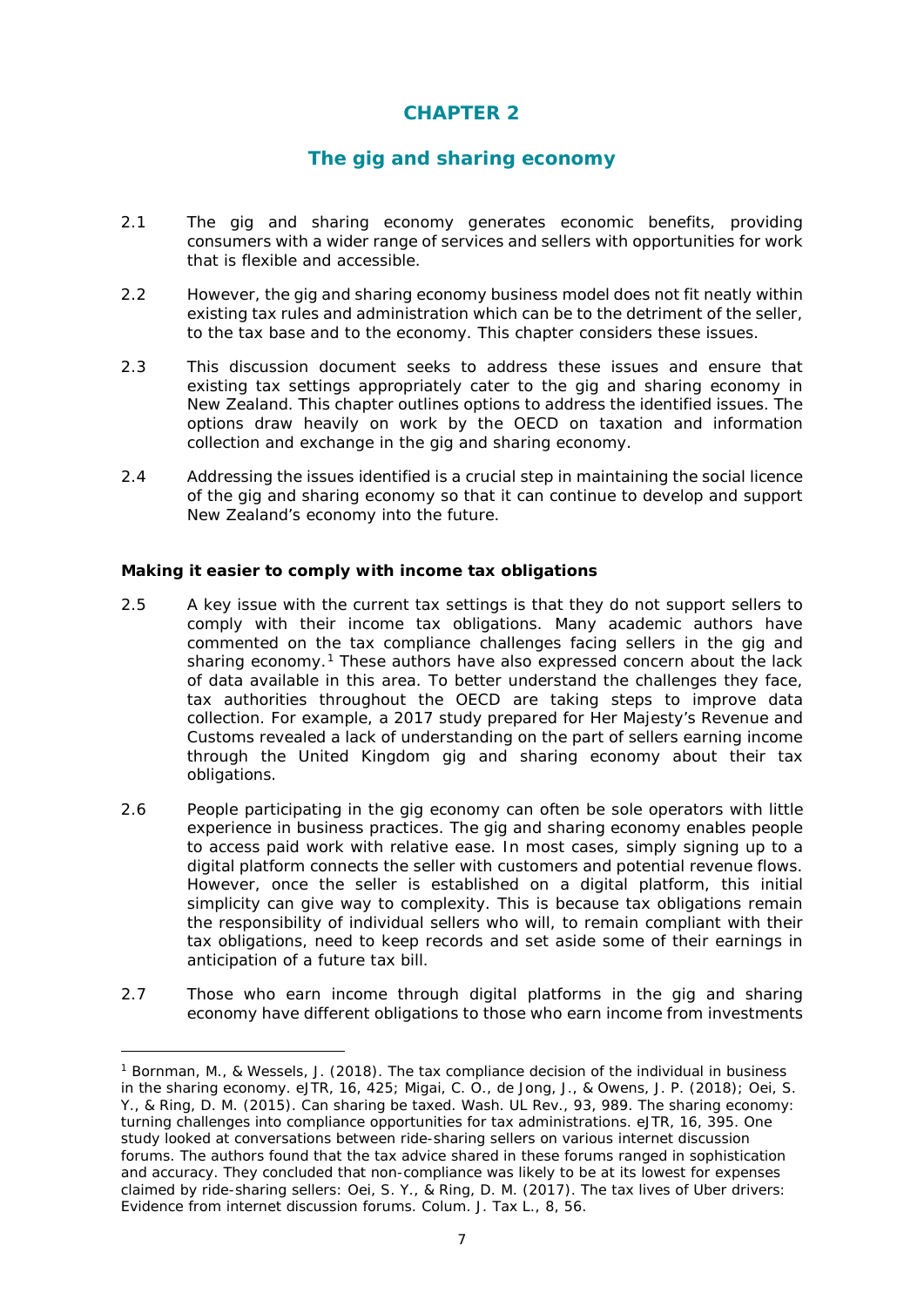# CHAPTER 2

## The gig and sharing economy

2.1 The gig and sharing economy generates economic benefits, providing consumers with a wider range of services and sellers with opportunities for work that is flexible and accessible.

2.2 However, the gig and sharing economy business model does not fit neatly within existing tax rules and administration which can be to the detriment of the seller, to the tax base and to the economy. This chapter considers these issues.

2.3 This discussion document seeks to address these issues and ensure that existing tax settings appropriately cater to the gig and sharing economy in New Zealand. This chapter outlines options to address the identified issues. The options draw heavily on work by the OECD on taxation and information collection and exchange in the gig and sharing economy.

2.4 Addressing the issues identified is a crucial step in maintaining the social licence of the gig and sharing economy so that it can continue to develop and support New Zealand's economy into the future.

### Making it easier to comply with income tax obligations

2.5 A key issue with the current tax settings is that they do not support sellers to comply with their income tax obligations. Many academic authors have commented on the tax compliance challenges facing sellers in the gig and sharing economy.[1] These authors have also expressed concern about the lack of data available in this area. To better understand the challenges they face, tax authorities throughout the OECD are taking steps to improve data collection. For example, a 2017 study prepared for Her Majesty's Revenue and Customs revealed a lack of understanding on the part of sellers earning income through the United Kingdom gig and sharing economy about their tax obligations.

2.6 People participating in the gig economy can often be sole operators with little experience in business practices. The gig and sharing economy enables people to access paid work with relative ease. In most cases, simply signing up to a digital platform connects the seller with customers and potential revenue flows. However, once the seller is established on a digital platform, this initial simplicity can give way to complexity. This is because tax obligations remain the responsibility of individual sellers who will, to remain compliant with their tax obligations, need to keep records and set aside some of their earnings in anticipation of a future tax bill.

2.7 Those who earn income through digital platforms in the gig and sharing economy have different obligations to those who earn income from investments

---

[1] Bornman, M., & Wessels, J. (2018). The tax compliance decision of the individual in business in the sharing economy. eJTR, 16, 425; Migai, C. O., de Jong, J., & Owens, J. P. (2018); Oei, S. Y., & Ring, D. M. (2015). Can sharing be taxed. Wash. UL Rev., 93, 989. The sharing economy: turning challenges into compliance opportunities for tax administrations. eJTR, 16, 395. One study looked at conversations between ride-sharing sellers on various internet discussion forums. The authors found that the tax advice shared in these forums ranged in sophistication and accuracy. They concluded that non-compliance was likely to be at its lowest for expenses claimed by ride-sharing sellers: Oei, S. Y., & Ring, D. M. (2017). The tax lives of Uber drivers: Evidence from internet discussion forums. Colum. J. Tax L., 8, 56.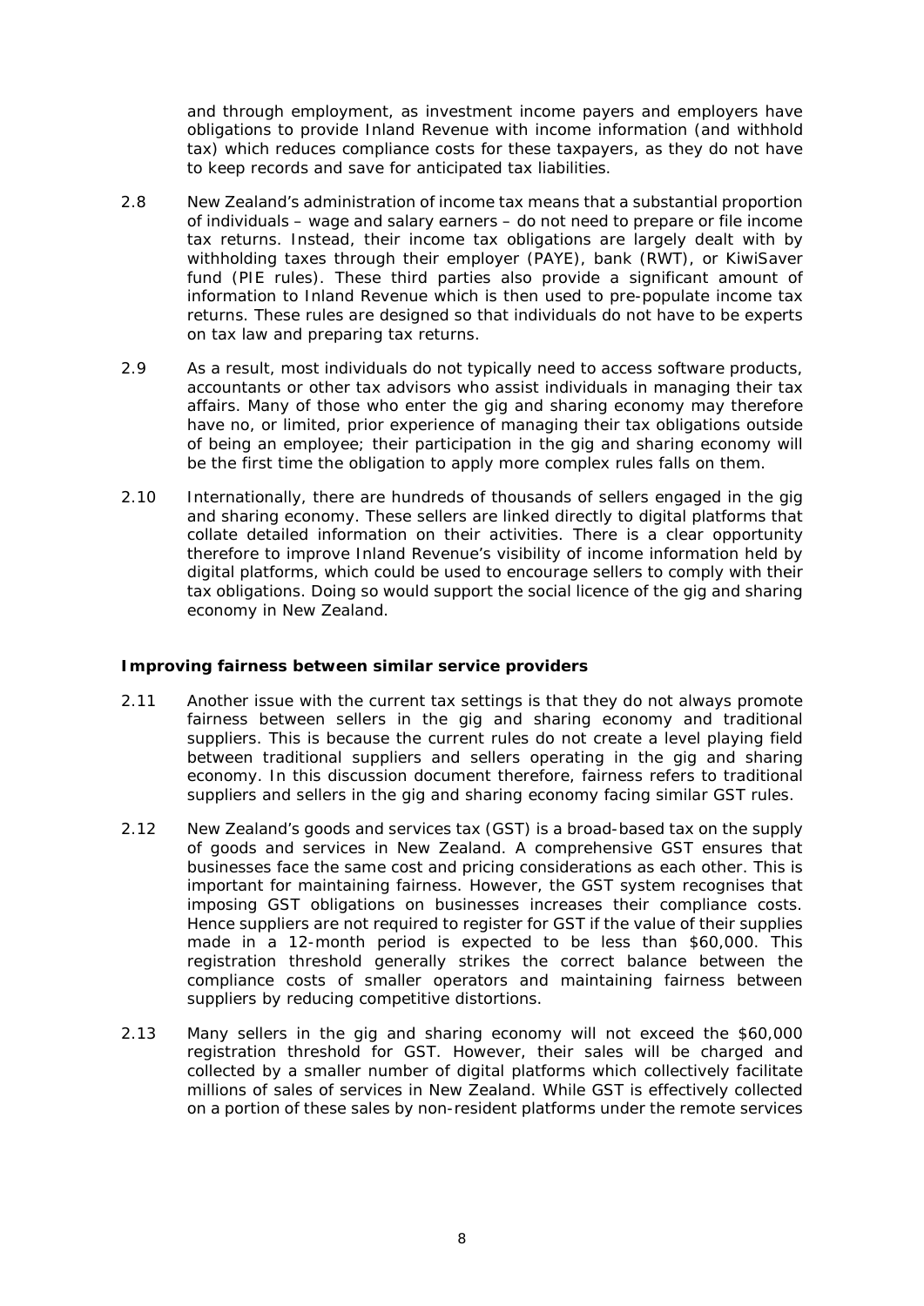and through employment, as investment income payers and employers have obligations to provide Inland Revenue with income information (and withhold tax) which reduces compliance costs for these taxpayers, as they do not have to keep records and save for anticipated tax liabilities.

2.8 New Zealand's administration of income tax means that a substantial proportion of individuals – wage and salary earners – do not need to prepare or file income tax returns. Instead, their income tax obligations are largely dealt with by withholding taxes through their employer (PAYE), bank (RWT), or KiwiSaver fund (PIE rules). These third parties also provide a significant amount of information to Inland Revenue which is then used to pre-populate income tax returns. These rules are designed so that individuals do not have to be experts on tax law and preparing tax returns.

2.9 As a result, most individuals do not typically need to access software products, accountants or other tax advisors who assist individuals in managing their tax affairs. Many of those who enter the gig and sharing economy may therefore have no, or limited, prior experience of managing their tax obligations outside of being an employee; their participation in the gig and sharing economy will be the first time the obligation to apply more complex rules falls on them.

2.10 Internationally, there are hundreds of thousands of sellers engaged in the gig and sharing economy. These sellers are linked directly to digital platforms that collate detailed information on their activities. There is a clear opportunity therefore to improve Inland Revenue's visibility of income information held by digital platforms, which could be used to encourage sellers to comply with their tax obligations. Doing so would support the social licence of the gig and sharing economy in New Zealand.

### Improving fairness between similar service providers

2.11 Another issue with the current tax settings is that they do not always promote fairness between sellers in the gig and sharing economy and traditional suppliers. This is because the current rules do not create a level playing field between traditional suppliers and sellers operating in the gig and sharing economy. In this discussion document therefore, fairness refers to traditional suppliers and sellers in the gig and sharing economy facing similar GST rules.

2.12 New Zealand's goods and services tax (GST) is a broad-based tax on the supply of goods and services in New Zealand. A comprehensive GST ensures that businesses face the same cost and pricing considerations as each other. This is important for maintaining fairness. However, the GST system recognises that imposing GST obligations on businesses increases their compliance costs. Hence suppliers are not required to register for GST if the value of their supplies made in a 12-month period is expected to be less than \$60,000. This registration threshold generally strikes the correct balance between the compliance costs of smaller operators and maintaining fairness between suppliers by reducing competitive distortions.

2.13 Many sellers in the gig and sharing economy will not exceed the \$60,000 registration threshold for GST. However, their sales will be charged and collected by a smaller number of digital platforms which collectively facilitate millions of sales of services in New Zealand. While GST is effectively collected on a portion of these sales by non-resident platforms under the remote services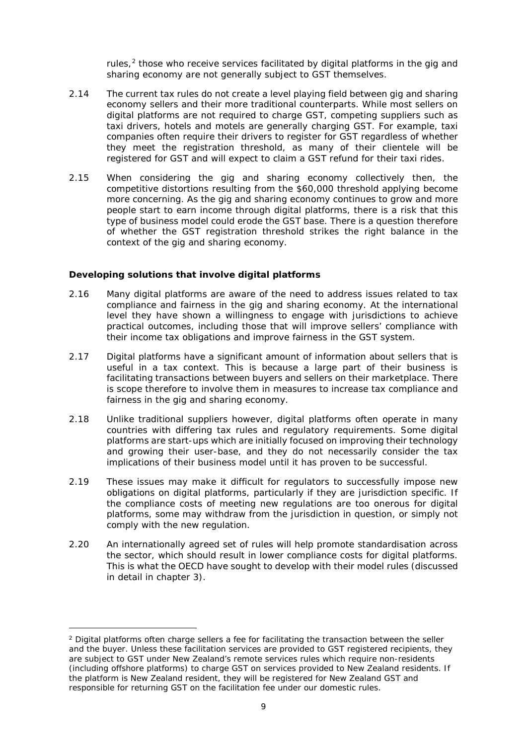rules,[2] those who receive services facilitated by digital platforms in the gig and sharing economy are not generally subject to GST themselves.

2.14 The current tax rules do not create a level playing field between gig and sharing economy sellers and their more traditional counterparts. While most sellers on digital platforms are not required to charge GST, competing suppliers such as taxi drivers, hotels and motels are generally charging GST. For example, taxi companies often require their drivers to register for GST regardless of whether they meet the registration threshold, as many of their clientele will be registered for GST and will expect to claim a GST refund for their taxi rides.

2.15 When considering the gig and sharing economy collectively then, the competitive distortions resulting from the $60,000 threshold applying become more concerning. As the gig and sharing economy continues to grow and more people start to earn income through digital platforms, there is a risk that this type of business model could erode the GST base. There is a question therefore of whether the GST registration threshold strikes the right balance in the context of the gig and sharing economy.

### Developing solutions that involve digital platforms

2.16 Many digital platforms are aware of the need to address issues related to tax compliance and fairness in the gig and sharing economy. At the international level they have shown a willingness to engage with jurisdictions to achieve practical outcomes, including those that will improve sellers' compliance with their income tax obligations and improve fairness in the GST system.

2.17 Digital platforms have a significant amount of information about sellers that is useful in a tax context. This is because a large part of their business is facilitating transactions between buyers and sellers on their marketplace. There is scope therefore to involve them in measures to increase tax compliance and fairness in the gig and sharing economy.

2.18 Unlike traditional suppliers however, digital platforms often operate in many countries with differing tax rules and regulatory requirements. Some digital platforms are start-ups which are initially focused on improving their technology and growing their user-base, and they do not necessarily consider the tax implications of their business model until it has proven to be successful.

2.19 These issues may make it difficult for regulators to successfully impose new obligations on digital platforms, particularly if they are jurisdiction specific. If the compliance costs of meeting new regulations are too onerous for digital platforms, some may withdraw from the jurisdiction in question, or simply not comply with the new regulation.

2.20 An internationally agreed set of rules will help promote standardisation across the sector, which should result in lower compliance costs for digital platforms. This is what the OECD have sought to develop with their model rules (discussed in detail in chapter 3).

---

[2] Digital platforms often charge sellers a fee for facilitating the transaction between the seller and the buyer. Unless these facilitation services are provided to GST registered recipients, they are subject to GST under New Zealand's remote services rules which require non-residents (including offshore platforms) to charge GST on services provided to New Zealand residents. If the platform is New Zealand resident, they will be registered for New Zealand GST and responsible for returning GST on the facilitation fee under our domestic rules.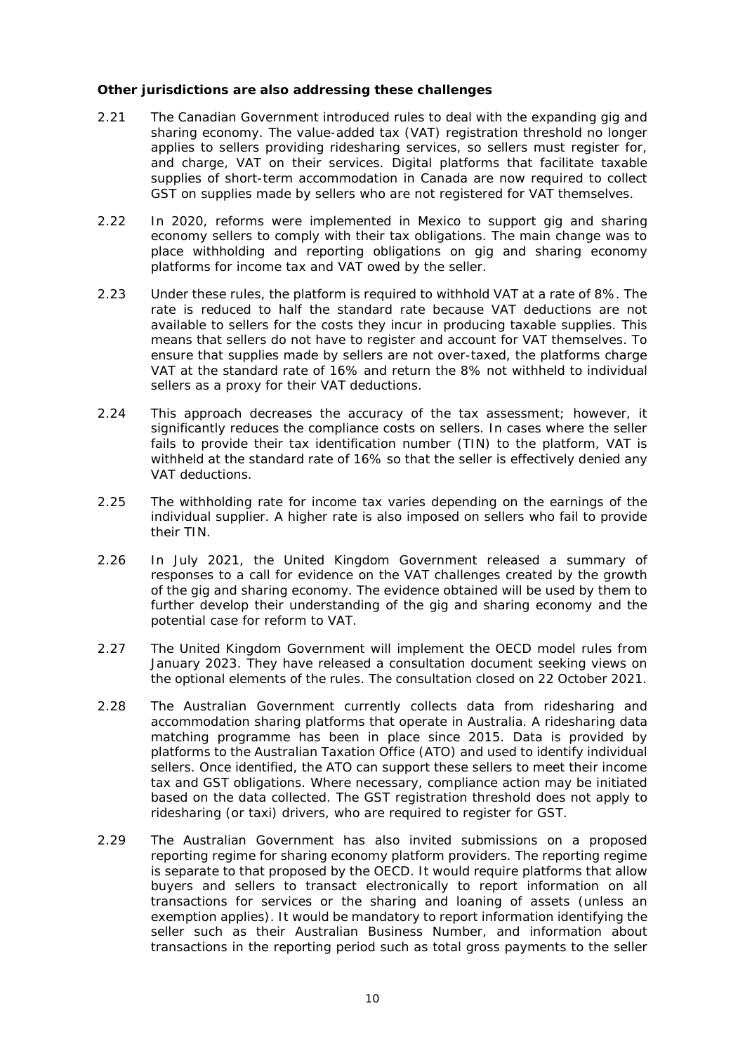**Other jurisdictions are also addressing these challenges**

2.21 The Canadian Government introduced rules to deal with the expanding gig and sharing economy. The value-added tax (VAT) registration threshold no longer applies to sellers providing ridesharing services, so sellers must register for, and charge, VAT on their services. Digital platforms that facilitate taxable supplies of short-term accommodation in Canada are now required to collect GST on supplies made by sellers who are not registered for VAT themselves.

2.22 In 2020, reforms were implemented in Mexico to support gig and sharing economy sellers to comply with their tax obligations. The main change was to place withholding and reporting obligations on gig and sharing economy platforms for income tax and VAT owed by the seller.

2.23 Under these rules, the platform is required to withhold VAT at a rate of 8%. The rate is reduced to half the standard rate because VAT deductions are not available to sellers for the costs they incur in producing taxable supplies. This means that sellers do not have to register and account for VAT themselves. To ensure that supplies made by sellers are not over-taxed, the platforms charge VAT at the standard rate of 16% and return the 8% not withheld to individual sellers as a proxy for their VAT deductions.

2.24 This approach decreases the accuracy of the tax assessment; however, it significantly reduces the compliance costs on sellers. In cases where the seller fails to provide their tax identification number (TIN) to the platform, VAT is withheld at the standard rate of 16% so that the seller is effectively denied any VAT deductions.

2.25 The withholding rate for income tax varies depending on the earnings of the individual supplier. A higher rate is also imposed on sellers who fail to provide their TIN.

2.26 In July 2021, the United Kingdom Government released a summary of responses to a call for evidence on the VAT challenges created by the growth of the gig and sharing economy. The evidence obtained will be used by them to further develop their understanding of the gig and sharing economy and the potential case for reform to VAT.

2.27 The United Kingdom Government will implement the OECD model rules from January 2023. They have released a consultation document seeking views on the optional elements of the rules. The consultation closed on 22 October 2021.

2.28 The Australian Government currently collects data from ridesharing and accommodation sharing platforms that operate in Australia. A ridesharing data matching programme has been in place since 2015. Data is provided by platforms to the Australian Taxation Office (ATO) and used to identify individual sellers. Once identified, the ATO can support these sellers to meet their income tax and GST obligations. Where necessary, compliance action may be initiated based on the data collected. The GST registration threshold does not apply to ridesharing (or taxi) drivers, who are required to register for GST.

2.29 The Australian Government has also invited submissions on a proposed reporting regime for sharing economy platform providers. The reporting regime is separate to that proposed by the OECD. It would require platforms that allow buyers and sellers to transact electronically to report information on all transactions for services or the sharing and loaning of assets (unless an exemption applies). It would be mandatory to report information identifying the seller such as their Australian Business Number, and information about transactions in the reporting period such as total gross payments to the seller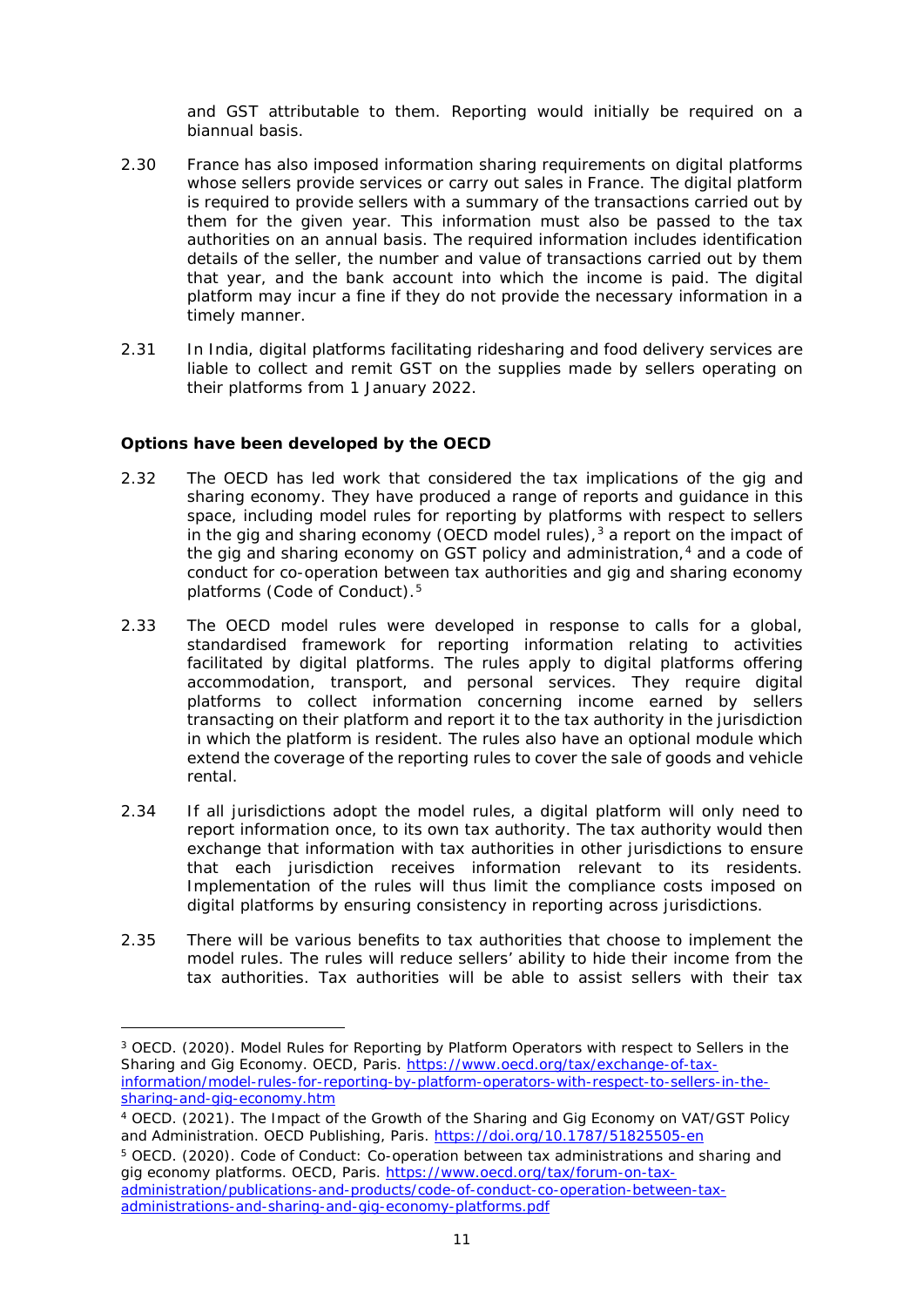and GST attributable to them. Reporting would initially be required on a biannual basis.

2.30 France has also imposed information sharing requirements on digital platforms whose sellers provide services or carry out sales in France. The digital platform is required to provide sellers with a summary of the transactions carried out by them for the given year. This information must also be passed to the tax authorities on an annual basis. The required information includes identification details of the seller, the number and value of transactions carried out by them that year, and the bank account into which the income is paid. The digital platform may incur a fine if they do not provide the necessary information in a timely manner.

2.31 In India, digital platforms facilitating ridesharing and food delivery services are liable to collect and remit GST on the supplies made by sellers operating on their platforms from 1 January 2022.

**Options have been developed by the OECD**

2.32 The OECD has led work that considered the tax implications of the gig and sharing economy. They have produced a range of reports and guidance in this space, including model rules for reporting by platforms with respect to sellers in the gig and sharing economy (OECD model rules),[3] a report on the impact of the gig and sharing economy on GST policy and administration,[4] and a code of conduct for co-operation between tax authorities and gig and sharing economy platforms (Code of Conduct).[5]

2.33 The OECD model rules were developed in response to calls for a global, standardised framework for reporting information relating to activities facilitated by digital platforms. The rules apply to digital platforms offering accommodation, transport, and personal services. They require digital platforms to collect information concerning income earned by sellers transacting on their platform and report it to the tax authority in the jurisdiction in which the platform is resident. The rules also have an optional module which extend the coverage of the reporting rules to cover the sale of goods and vehicle rental.

2.34 If all jurisdictions adopt the model rules, a digital platform will only need to report information once, to its own tax authority. The tax authority would then exchange that information with tax authorities in other jurisdictions to ensure that each jurisdiction receives information relevant to its residents. Implementation of the rules will thus limit the compliance costs imposed on digital platforms by ensuring consistency in reporting across jurisdictions.

2.35 There will be various benefits to tax authorities that choose to implement the model rules. The rules will reduce sellers' ability to hide their income from the tax authorities. Tax authorities will be able to assist sellers with their tax

---

[3] OECD. (2020). Model Rules for Reporting by Platform Operators with respect to Sellers in the Sharing and Gig Economy. OECD, Paris. https://www.oecd.org/tax/exchange-of-tax-information/model-rules-for-reporting-by-platform-operators-with-respect-to-sellers-in-the-sharing-and-gig-economy.htm

[4] OECD. (2021). The Impact of the Growth of the Sharing and Gig Economy on VAT/GST Policy and Administration. OECD Publishing, Paris. https://doi.org/10.1787/51825505-en

[5] OECD. (2020). Code of Conduct: Co-operation between tax administrations and sharing and gig economy platforms. OECD, Paris. https://www.oecd.org/tax/forum-on-tax-administration/publications-and-products/code-of-conduct-co-operation-between-tax-administrations-and-sharing-and-gig-economy-platforms.pdf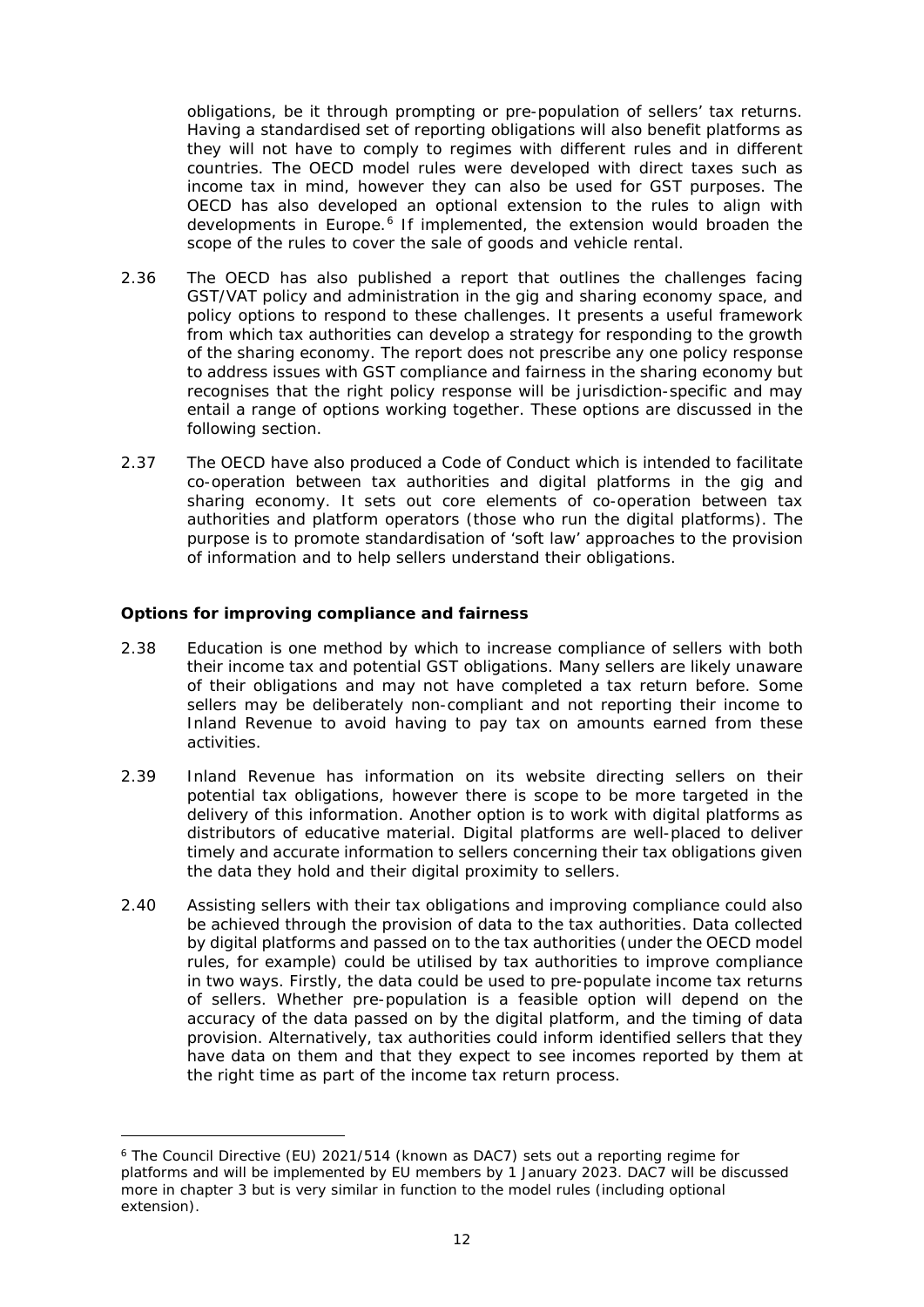obligations, be it through prompting or pre-population of sellers' tax returns. Having a standardised set of reporting obligations will also benefit platforms as they will not have to comply to regimes with different rules and in different countries. The OECD model rules were developed with direct taxes such as income tax in mind, however they can also be used for GST purposes. The OECD has also developed an optional extension to the rules to align with developments in Europe.[6] If implemented, the extension would broaden the scope of the rules to cover the sale of goods and vehicle rental.

2.36 The OECD has also published a report that outlines the challenges facing GST/VAT policy and administration in the gig and sharing economy space, and policy options to respond to these challenges. It presents a useful framework from which tax authorities can develop a strategy for responding to the growth of the sharing economy. The report does not prescribe any one policy response to address issues with GST compliance and fairness in the sharing economy but recognises that the right policy response will be jurisdiction-specific and may entail a range of options working together. These options are discussed in the following section.

2.37 The OECD have also produced a Code of Conduct which is intended to facilitate co-operation between tax authorities and digital platforms in the gig and sharing economy. It sets out core elements of co-operation between tax authorities and platform operators (those who run the digital platforms). The purpose is to promote standardisation of 'soft law' approaches to the provision of information and to help sellers understand their obligations.

**Options for improving compliance and fairness**

2.38 Education is one method by which to increase compliance of sellers with both their income tax and potential GST obligations. Many sellers are likely unaware of their obligations and may not have completed a tax return before. Some sellers may be deliberately non-compliant and not reporting their income to Inland Revenue to avoid having to pay tax on amounts earned from these activities.

2.39 Inland Revenue has information on its website directing sellers on their potential tax obligations, however there is scope to be more targeted in the delivery of this information. Another option is to work with digital platforms as distributors of educative material. Digital platforms are well-placed to deliver timely and accurate information to sellers concerning their tax obligations given the data they hold and their digital proximity to sellers.

2.40 Assisting sellers with their tax obligations and improving compliance could also be achieved through the provision of data to the tax authorities. Data collected by digital platforms and passed on to the tax authorities (under the OECD model rules, for example) could be utilised by tax authorities to improve compliance in two ways. Firstly, the data could be used to pre-populate income tax returns of sellers. Whether pre-population is a feasible option will depend on the accuracy of the data passed on by the digital platform, and the timing of data provision. Alternatively, tax authorities could inform identified sellers that they have data on them and that they expect to see incomes reported by them at the right time as part of the income tax return process.

[6] The Council Directive (EU) 2021/514 (known as DAC7) sets out a reporting regime for platforms and will be implemented by EU members by 1 January 2023. DAC7 will be discussed more in chapter 3 but is very similar in function to the model rules (including optional extension).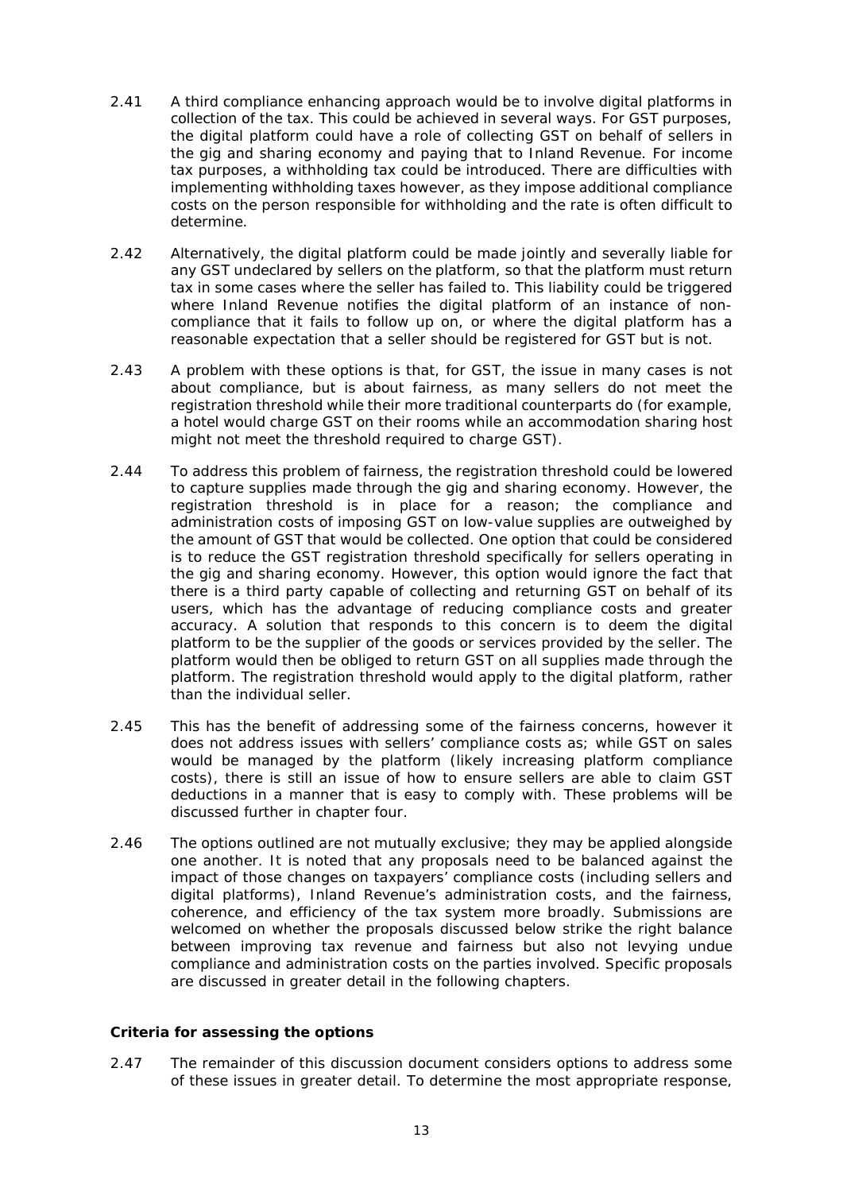2.41 A third compliance enhancing approach would be to involve digital platforms in collection of the tax. This could be achieved in several ways. For GST purposes, the digital platform could have a role of collecting GST on behalf of sellers in the gig and sharing economy and paying that to Inland Revenue. For income tax purposes, a withholding tax could be introduced. There are difficulties with implementing withholding taxes however, as they impose additional compliance costs on the person responsible for withholding and the rate is often difficult to determine.

2.42 Alternatively, the digital platform could be made jointly and severally liable for any GST undeclared by sellers on the platform, so that the platform must return tax in some cases where the seller has failed to. This liability could be triggered where Inland Revenue notifies the digital platform of an instance of non-compliance that it fails to follow up on, or where the digital platform has a reasonable expectation that a seller should be registered for GST but is not.

2.43 A problem with these options is that, for GST, the issue in many cases is not about compliance, but is about fairness, as many sellers do not meet the registration threshold while their more traditional counterparts do (for example, a hotel would charge GST on their rooms while an accommodation sharing host might not meet the threshold required to charge GST).

2.44 To address this problem of fairness, the registration threshold could be lowered to capture supplies made through the gig and sharing economy. However, the registration threshold is in place for a reason; the compliance and administration costs of imposing GST on low-value supplies are outweighed by the amount of GST that would be collected. One option that could be considered is to reduce the GST registration threshold specifically for sellers operating in the gig and sharing economy. However, this option would ignore the fact that there is a third party capable of collecting and returning GST on behalf of its users, which has the advantage of reducing compliance costs and greater accuracy. A solution that responds to this concern is to deem the digital platform to be the supplier of the goods or services provided by the seller. The platform would then be obliged to return GST on all supplies made through the platform. The registration threshold would apply to the digital platform, rather than the individual seller.

2.45 This has the benefit of addressing some of the fairness concerns, however it does not address issues with sellers' compliance costs as; while GST on sales would be managed by the platform (likely increasing platform compliance costs), there is still an issue of how to ensure sellers are able to claim GST deductions in a manner that is easy to comply with. These problems will be discussed further in chapter four.

2.46 The options outlined are not mutually exclusive; they may be applied alongside one another. It is noted that any proposals need to be balanced against the impact of those changes on taxpayers' compliance costs (including sellers and digital platforms), Inland Revenue's administration costs, and the fairness, coherence, and efficiency of the tax system more broadly. Submissions are welcomed on whether the proposals discussed below strike the right balance between improving tax revenue and fairness but also not levying undue compliance and administration costs on the parties involved. Specific proposals are discussed in greater detail in the following chapters.

**Criteria for assessing the options**

2.47 The remainder of this discussion document considers options to address some of these issues in greater detail. To determine the most appropriate response,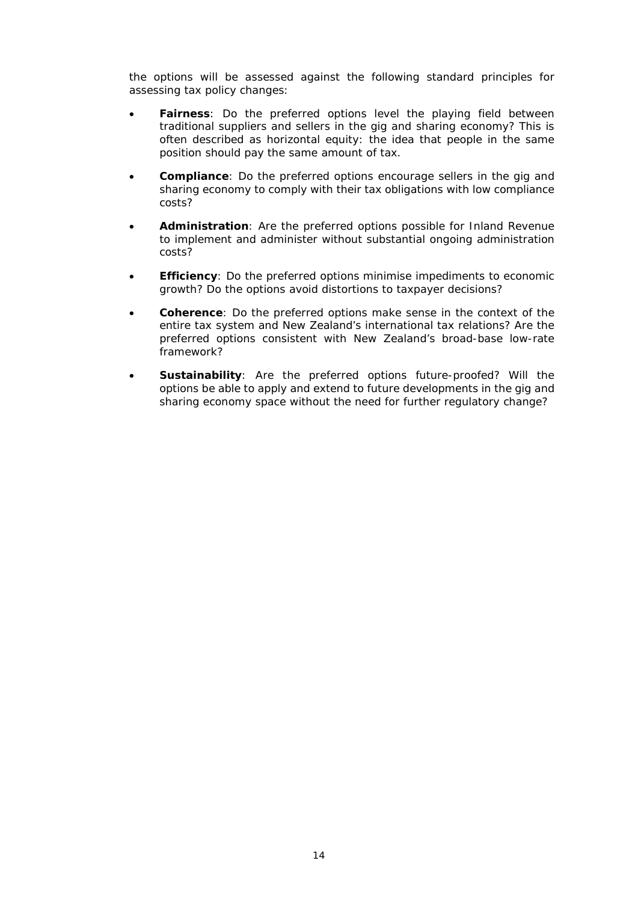the options will be assessed against the following standard principles for assessing tax policy changes:

- **Fairness**: Do the preferred options level the playing field between traditional suppliers and sellers in the gig and sharing economy? This is often described as horizontal equity: the idea that people in the same position should pay the same amount of tax.
- **Compliance**: Do the preferred options encourage sellers in the gig and sharing economy to comply with their tax obligations with low compliance costs?
- **Administration**: Are the preferred options possible for Inland Revenue to implement and administer without substantial ongoing administration costs?
- **Efficiency**: Do the preferred options minimise impediments to economic growth? Do the options avoid distortions to taxpayer decisions?
- **Coherence**: Do the preferred options make sense in the context of the entire tax system and New Zealand's international tax relations? Are the preferred options consistent with New Zealand's broad-base low-rate framework?
- **Sustainability**: Are the preferred options future-proofed? Will the options be able to apply and extend to future developments in the gig and sharing economy space without the need for further regulatory change?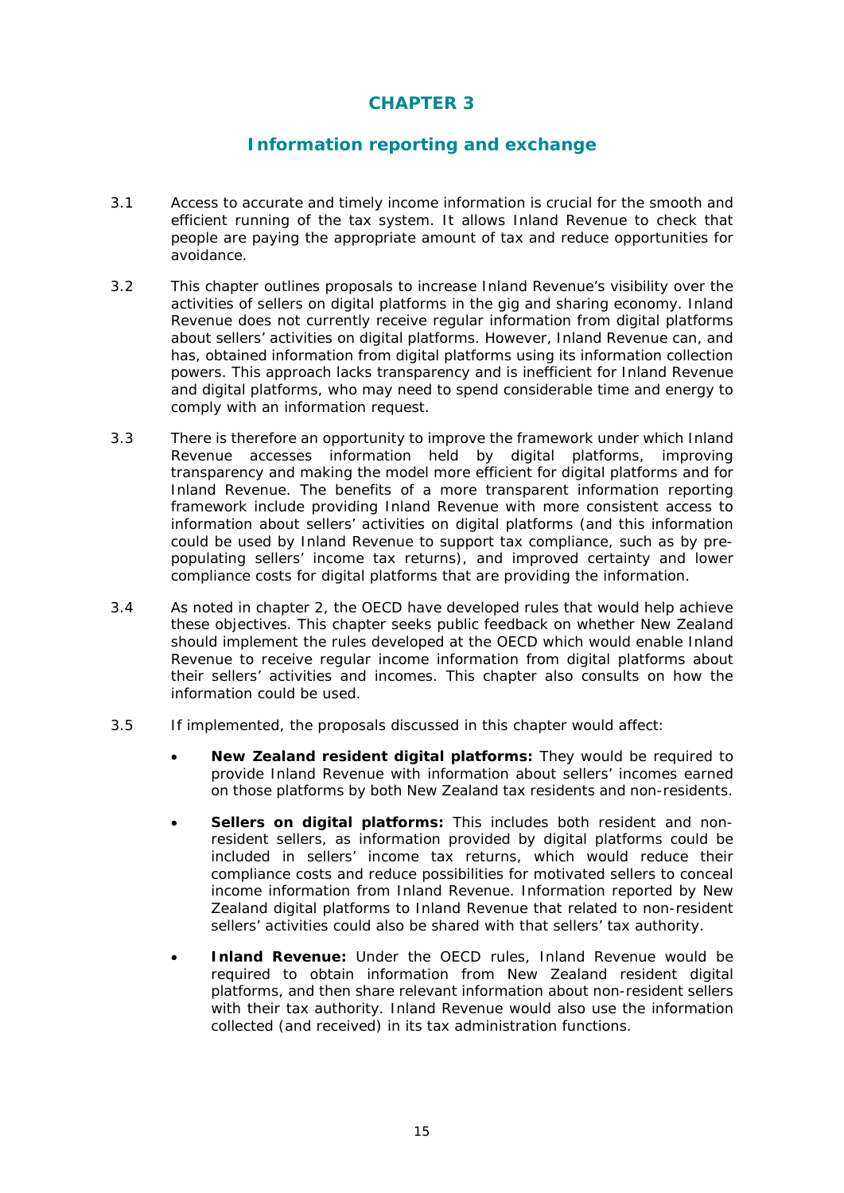# CHAPTER 3

## Information reporting and exchange

3.1 Access to accurate and timely income information is crucial for the smooth and efficient running of the tax system. It allows Inland Revenue to check that people are paying the appropriate amount of tax and reduce opportunities for avoidance.

3.2 This chapter outlines proposals to increase Inland Revenue's visibility over the activities of sellers on digital platforms in the gig and sharing economy. Inland Revenue does not currently receive regular information from digital platforms about sellers' activities on digital platforms. However, Inland Revenue can, and has, obtained information from digital platforms using its information collection powers. This approach lacks transparency and is inefficient for Inland Revenue and digital platforms, who may need to spend considerable time and energy to comply with an information request.

3.3 There is therefore an opportunity to improve the framework under which Inland Revenue accesses information held by digital platforms, improving transparency and making the model more efficient for digital platforms and for Inland Revenue. The benefits of a more transparent information reporting framework include providing Inland Revenue with more consistent access to information about sellers' activities on digital platforms (and this information could be used by Inland Revenue to support tax compliance, such as by pre-populating sellers' income tax returns), and improved certainty and lower compliance costs for digital platforms that are providing the information.

3.4 As noted in chapter 2, the OECD have developed rules that would help achieve these objectives. This chapter seeks public feedback on whether New Zealand should implement the rules developed at the OECD which would enable Inland Revenue to receive regular income information from digital platforms about their sellers' activities and incomes. This chapter also consults on how the information could be used.

3.5 If implemented, the proposals discussed in this chapter would affect:

- **New Zealand resident digital platforms:** They would be required to provide Inland Revenue with information about sellers' incomes earned on those platforms by both New Zealand tax residents and non-residents.
- **Sellers on digital platforms:** This includes both resident and non-resident sellers, as information provided by digital platforms could be included in sellers' income tax returns, which would reduce their compliance costs and reduce possibilities for motivated sellers to conceal income information from Inland Revenue. Information reported by New Zealand digital platforms to Inland Revenue that related to non-resident sellers' activities could also be shared with that sellers' tax authority.
- **Inland Revenue:** Under the OECD rules, Inland Revenue would be required to obtain information from New Zealand resident digital platforms, and then share relevant information about non-resident sellers with their tax authority. Inland Revenue would also use the information collected (and received) in its tax administration functions.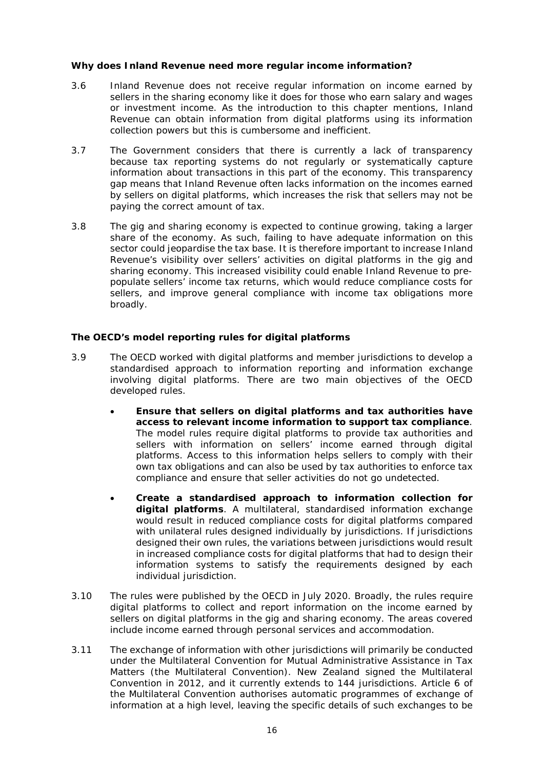### Why does Inland Revenue need more regular income information?

3.6 Inland Revenue does not receive regular information on income earned by sellers in the sharing economy like it does for those who earn salary and wages or investment income. As the introduction to this chapter mentions, Inland Revenue can obtain information from digital platforms using its information collection powers but this is cumbersome and inefficient.

3.7 The Government considers that there is currently a lack of transparency because tax reporting systems do not regularly or systematically capture information about transactions in this part of the economy. This transparency gap means that Inland Revenue often lacks information on the incomes earned by sellers on digital platforms, which increases the risk that sellers may not be paying the correct amount of tax.

3.8 The gig and sharing economy is expected to continue growing, taking a larger share of the economy. As such, failing to have adequate information on this sector could jeopardise the tax base. It is therefore important to increase Inland Revenue's visibility over sellers' activities on digital platforms in the gig and sharing economy. This increased visibility could enable Inland Revenue to pre-populate sellers' income tax returns, which would reduce compliance costs for sellers, and improve general compliance with income tax obligations more broadly.

### The OECD's model reporting rules for digital platforms

3.9 The OECD worked with digital platforms and member jurisdictions to develop a standardised approach to information reporting and information exchange involving digital platforms. There are two main objectives of the OECD developed rules.

- **Ensure that sellers on digital platforms and tax authorities have access to relevant income information to support tax compliance**. The model rules require digital platforms to provide tax authorities and sellers with information on sellers' income earned through digital platforms. Access to this information helps sellers to comply with their own tax obligations and can also be used by tax authorities to enforce tax compliance and ensure that seller activities do not go undetected.
- **Create a standardised approach to information collection for digital platforms**. A multilateral, standardised information exchange would result in reduced compliance costs for digital platforms compared with unilateral rules designed individually by jurisdictions. If jurisdictions designed their own rules, the variations between jurisdictions would result in increased compliance costs for digital platforms that had to design their information systems to satisfy the requirements designed by each individual jurisdiction.

3.10 The rules were published by the OECD in July 2020. Broadly, the rules require digital platforms to collect and report information on the income earned by sellers on digital platforms in the gig and sharing economy. The areas covered include income earned through personal services and accommodation.

3.11 The exchange of information with other jurisdictions will primarily be conducted under the Multilateral Convention for Mutual Administrative Assistance in Tax Matters (the Multilateral Convention). New Zealand signed the Multilateral Convention in 2012, and it currently extends to 144 jurisdictions. Article 6 of the Multilateral Convention authorises automatic programmes of exchange of information at a high level, leaving the specific details of such exchanges to be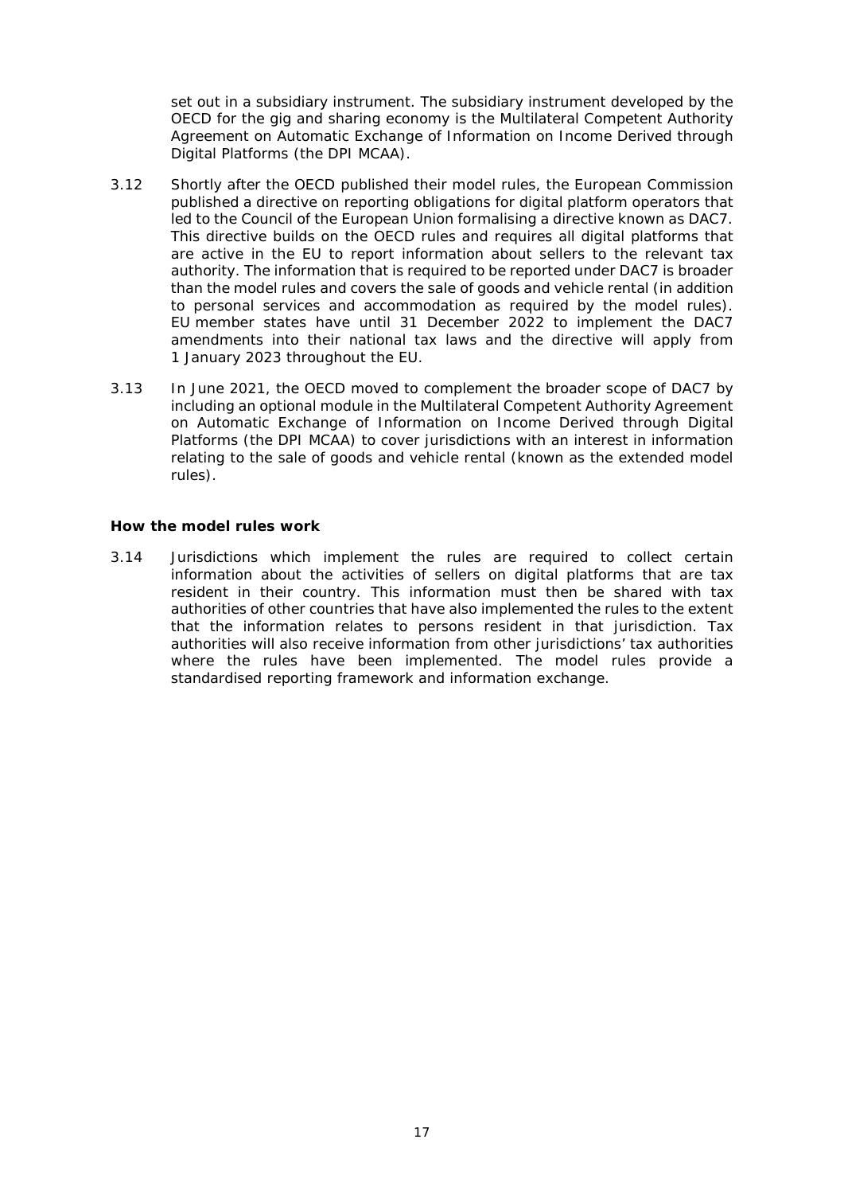set out in a subsidiary instrument. The subsidiary instrument developed by the OECD for the gig and sharing economy is the Multilateral Competent Authority Agreement on Automatic Exchange of Information on Income Derived through Digital Platforms (the DPI MCAA).

3.12 Shortly after the OECD published their model rules, the European Commission published a directive on reporting obligations for digital platform operators that led to the Council of the European Union formalising a directive known as DAC7. This directive builds on the OECD rules and requires all digital platforms that are active in the EU to report information about sellers to the relevant tax authority. The information that is required to be reported under DAC7 is broader than the model rules and covers the sale of goods and vehicle rental (in addition to personal services and accommodation as required by the model rules). EU member states have until 31 December 2022 to implement the DAC7 amendments into their national tax laws and the directive will apply from 1 January 2023 throughout the EU.

3.13 In June 2021, the OECD moved to complement the broader scope of DAC7 by including an optional module in the Multilateral Competent Authority Agreement on Automatic Exchange of Information on Income Derived through Digital Platforms (the DPI MCAA) to cover jurisdictions with an interest in information relating to the sale of goods and vehicle rental (known as the extended model rules).

**How the model rules work**

3.14 Jurisdictions which implement the rules are required to collect certain information about the activities of sellers on digital platforms that are tax resident in their country. This information must then be shared with tax authorities of other countries that have also implemented the rules to the extent that the information relates to persons resident in that jurisdiction. Tax authorities will also receive information from other jurisdictions' tax authorities where the rules have been implemented. The model rules provide a standardised reporting framework and information exchange.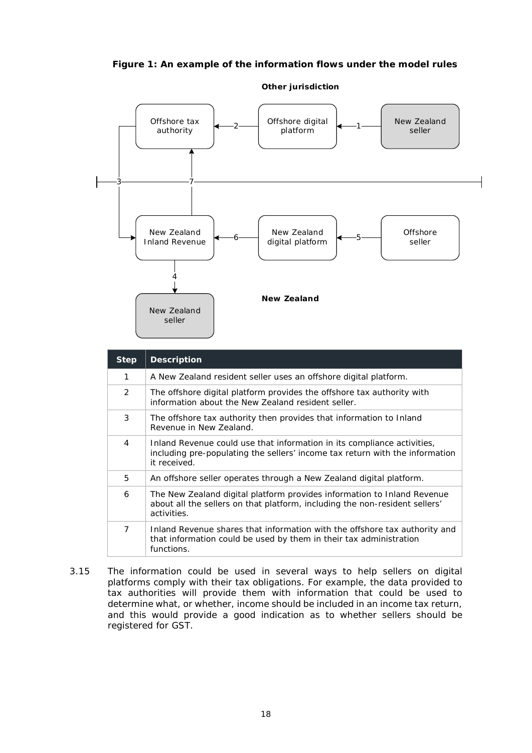**Figure 1: An example of the information flows under the model rules**

**Other jurisdiction**

Offshore tax authority ←2— Offshore digital platform ←1— New Zealand seller

**New Zealand**

New Zealand Inland Revenue ←6— New Zealand digital platform ←5— Offshore seller

New Zealand Inland Revenue —4→ New Zealand seller

Offshore tax authority —3→ New Zealand Inland Revenue

New Zealand Inland Revenue —7→ Offshore tax authority

| Step | Description |
|---|---|
| 1 | A New Zealand resident seller uses an offshore digital platform. |
| 2 | The offshore digital platform provides the offshore tax authority with information about the New Zealand resident seller. |
| 3 | The offshore tax authority then provides that information to Inland Revenue in New Zealand. |
| 4 | Inland Revenue could use that information in its compliance activities, including pre-populating the sellers' income tax return with the information it received. |
| 5 | An offshore seller operates through a New Zealand digital platform. |
| 6 | The New Zealand digital platform provides information to Inland Revenue about all the sellers on that platform, including the non-resident sellers' activities. |
| 7 | Inland Revenue shares that information with the offshore tax authority and that information could be used by them in their tax administration functions. |

3.15 The information could be used in several ways to help sellers on digital platforms comply with their tax obligations. For example, the data provided to tax authorities will provide them with information that could be used to determine what, or whether, income should be included in an income tax return, and this would provide a good indication as to whether sellers should be registered for GST.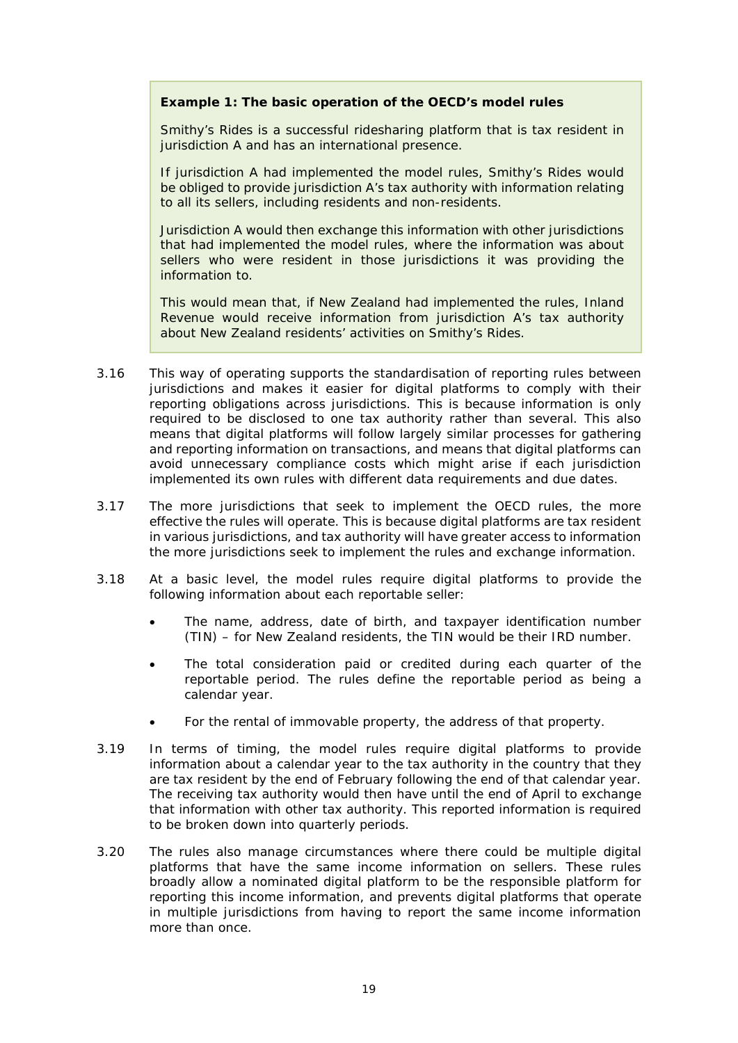> **Example 1: The basic operation of the OECD's model rules**
>
> Smithy's Rides is a successful ridesharing platform that is tax resident in jurisdiction A and has an international presence.
>
> If jurisdiction A had implemented the model rules, Smithy's Rides would be obliged to provide jurisdiction A's tax authority with information relating to all its sellers, including residents and non-residents.
>
> Jurisdiction A would then exchange this information with other jurisdictions that had implemented the model rules, where the information was about sellers who were resident in those jurisdictions it was providing the information to.
>
> This would mean that, if New Zealand had implemented the rules, Inland Revenue would receive information from jurisdiction A's tax authority about New Zealand residents' activities on Smithy's Rides.

3.16 This way of operating supports the standardisation of reporting rules between jurisdictions and makes it easier for digital platforms to comply with their reporting obligations across jurisdictions. This is because information is only required to be disclosed to one tax authority rather than several. This also means that digital platforms will follow largely similar processes for gathering and reporting information on transactions, and means that digital platforms can avoid unnecessary compliance costs which might arise if each jurisdiction implemented its own rules with different data requirements and due dates.

3.17 The more jurisdictions that seek to implement the OECD rules, the more effective the rules will operate. This is because digital platforms are tax resident in various jurisdictions, and tax authority will have greater access to information the more jurisdictions seek to implement the rules and exchange information.

3.18 At a basic level, the model rules require digital platforms to provide the following information about each reportable seller:

- The name, address, date of birth, and taxpayer identification number (TIN) – for New Zealand residents, the TIN would be their IRD number.
- The total consideration paid or credited during each quarter of the reportable period. The rules define the reportable period as being a calendar year.
- For the rental of immovable property, the address of that property.

3.19 In terms of timing, the model rules require digital platforms to provide information about a calendar year to the tax authority in the country that they are tax resident by the end of February following the end of that calendar year. The receiving tax authority would then have until the end of April to exchange that information with other tax authority. This reported information is required to be broken down into quarterly periods.

3.20 The rules also manage circumstances where there could be multiple digital platforms that have the same income information on sellers. These rules broadly allow a nominated digital platform to be the responsible platform for reporting this income information, and prevents digital platforms that operate in multiple jurisdictions from having to report the same income information more than once.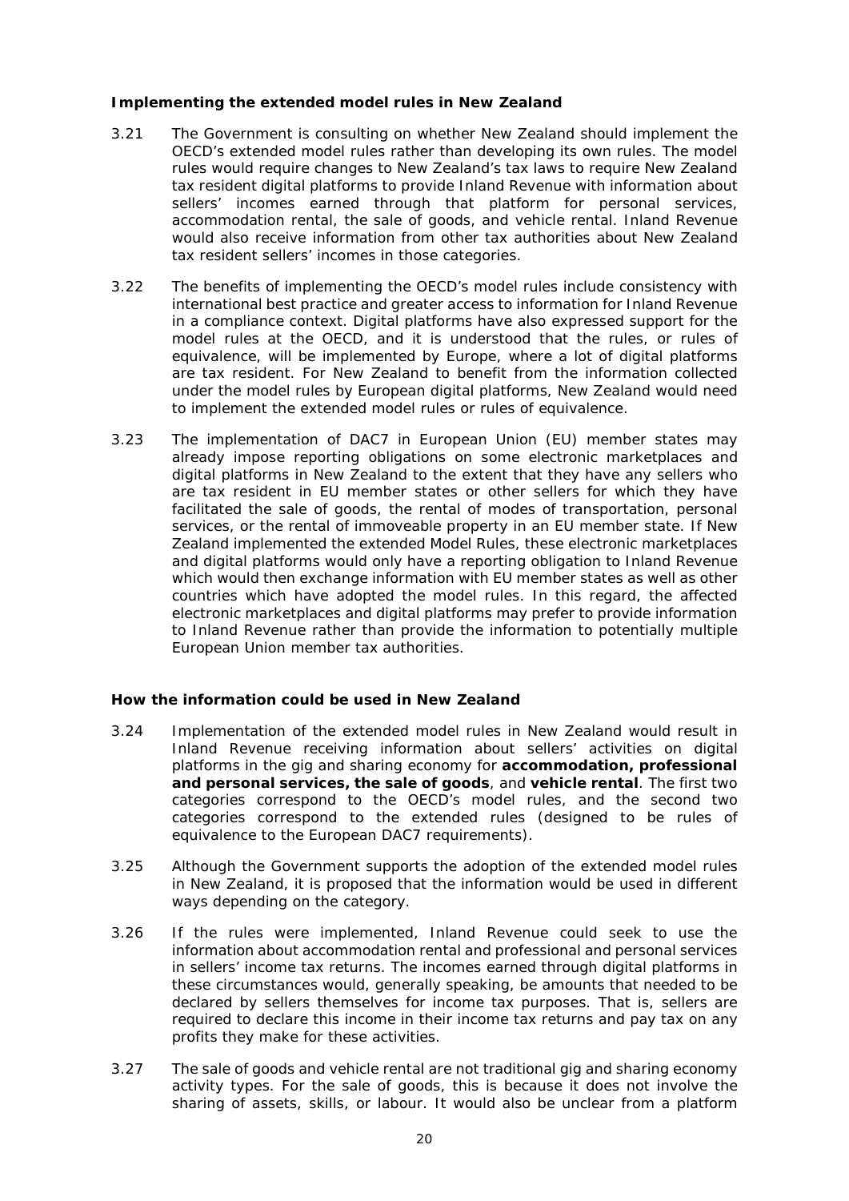### Implementing the extended model rules in New Zealand

3.21 The Government is consulting on whether New Zealand should implement the OECD's extended model rules rather than developing its own rules. The model rules would require changes to New Zealand's tax laws to require New Zealand tax resident digital platforms to provide Inland Revenue with information about sellers' incomes earned through that platform for personal services, accommodation rental, the sale of goods, and vehicle rental. Inland Revenue would also receive information from other tax authorities about New Zealand tax resident sellers' incomes in those categories.

3.22 The benefits of implementing the OECD's model rules include consistency with international best practice and greater access to information for Inland Revenue in a compliance context. Digital platforms have also expressed support for the model rules at the OECD, and it is understood that the rules, or rules of equivalence, will be implemented by Europe, where a lot of digital platforms are tax resident. For New Zealand to benefit from the information collected under the model rules by European digital platforms, New Zealand would need to implement the extended model rules or rules of equivalence.

3.23 The implementation of DAC7 in European Union (EU) member states may already impose reporting obligations on some electronic marketplaces and digital platforms in New Zealand to the extent that they have any sellers who are tax resident in EU member states or other sellers for which they have facilitated the sale of goods, the rental of modes of transportation, personal services, or the rental of immoveable property in an EU member state. If New Zealand implemented the extended Model Rules, these electronic marketplaces and digital platforms would only have a reporting obligation to Inland Revenue which would then exchange information with EU member states as well as other countries which have adopted the model rules. In this regard, the affected electronic marketplaces and digital platforms may prefer to provide information to Inland Revenue rather than provide the information to potentially multiple European Union member tax authorities.

### How the information could be used in New Zealand

3.24 Implementation of the extended model rules in New Zealand would result in Inland Revenue receiving information about sellers' activities on digital platforms in the gig and sharing economy for **accommodation, professional and personal services, the sale of goods**, and **vehicle rental**. The first two categories correspond to the OECD's model rules, and the second two categories correspond to the extended rules (designed to be rules of equivalence to the European DAC7 requirements).

3.25 Although the Government supports the adoption of the extended model rules in New Zealand, it is proposed that the information would be used in different ways depending on the category.

3.26 If the rules were implemented, Inland Revenue could seek to use the information about accommodation rental and professional and personal services in sellers' income tax returns. The incomes earned through digital platforms in these circumstances would, generally speaking, be amounts that needed to be declared by sellers themselves for income tax purposes. That is, sellers are required to declare this income in their income tax returns and pay tax on any profits they make for these activities.

3.27 The sale of goods and vehicle rental are not traditional gig and sharing economy activity types. For the sale of goods, this is because it does not involve the sharing of assets, skills, or labour. It would also be unclear from a platform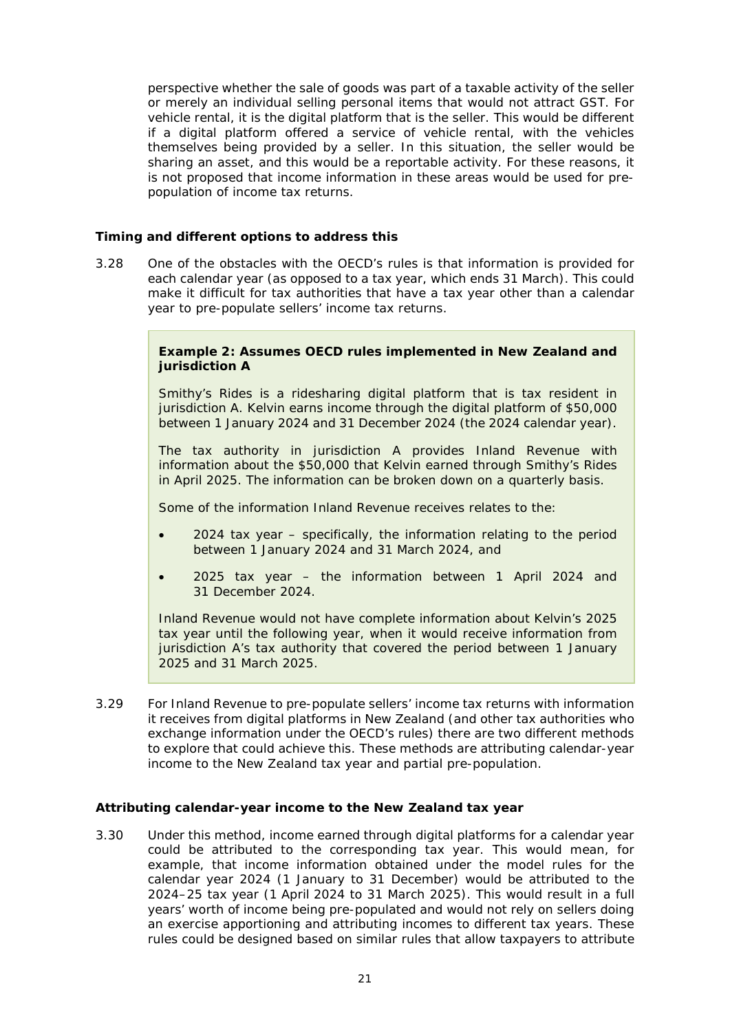perspective whether the sale of goods was part of a taxable activity of the seller or merely an individual selling personal items that would not attract GST. For vehicle rental, it is the digital platform that is the seller. This would be different if a digital platform offered a service of vehicle rental, with the vehicles themselves being provided by a seller. In this situation, the seller would be sharing an asset, and this would be a reportable activity. For these reasons, it is not proposed that income information in these areas would be used for pre-population of income tax returns.

### Timing and different options to address this

3.28 One of the obstacles with the OECD's rules is that information is provided for each calendar year (as opposed to a tax year, which ends 31 March). This could make it difficult for tax authorities that have a tax year other than a calendar year to pre-populate sellers' income tax returns.

> **Example 2: Assumes OECD rules implemented in New Zealand and jurisdiction A**
>
> Smithy's Rides is a ridesharing digital platform that is tax resident in jurisdiction A. Kelvin earns income through the digital platform of $50,000 between 1 January 2024 and 31 December 2024 (the 2024 calendar year).
>
> The tax authority in jurisdiction A provides Inland Revenue with information about the $50,000 that Kelvin earned through Smithy's Rides in April 2025. The information can be broken down on a quarterly basis.
>
> Some of the information Inland Revenue receives relates to the:
>
> - 2024 tax year – specifically, the information relating to the period between 1 January 2024 and 31 March 2024, and
> - 2025 tax year – the information between 1 April 2024 and 31 December 2024.
>
> Inland Revenue would not have complete information about Kelvin's 2025 tax year until the following year, when it would receive information from jurisdiction A's tax authority that covered the period between 1 January 2025 and 31 March 2025.

3.29 For Inland Revenue to pre-populate sellers' income tax returns with information it receives from digital platforms in New Zealand (and other tax authorities who exchange information under the OECD's rules) there are two different methods to explore that could achieve this. These methods are attributing calendar-year income to the New Zealand tax year and partial pre-population.

### Attributing calendar-year income to the New Zealand tax year

3.30 Under this method, income earned through digital platforms for a calendar year could be attributed to the corresponding tax year. This would mean, for example, that income information obtained under the model rules for the calendar year 2024 (1 January to 31 December) would be attributed to the 2024–25 tax year (1 April 2024 to 31 March 2025). This would result in a full years' worth of income being pre-populated and would not rely on sellers doing an exercise apportioning and attributing incomes to different tax years. These rules could be designed based on similar rules that allow taxpayers to attribute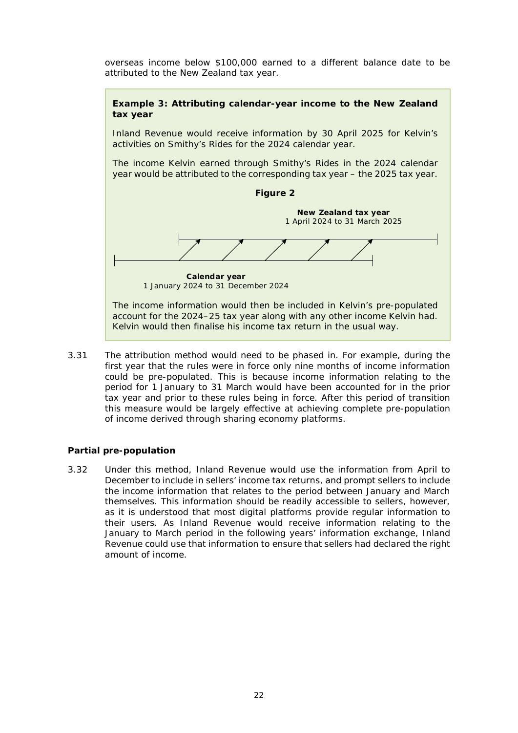overseas income below $100,000 earned to a different balance date to be attributed to the New Zealand tax year.

> **Example 3: Attributing calendar-year income to the New Zealand tax year**
>
> Inland Revenue would receive information by 30 April 2025 for Kelvin's activities on Smithy's Rides for the 2024 calendar year.
>
> The income Kelvin earned through Smithy's Rides in the 2024 calendar year would be attributed to the corresponding tax year – the 2025 tax year.
>
> **Figure 2**
>
> **New Zealand tax year**
> 1 April 2024 to 31 March 2025
>
> **Calendar year**
> 1 January 2024 to 31 December 2024
>
> The income information would then be included in Kelvin's pre-populated account for the 2024–25 tax year along with any other income Kelvin had. Kelvin would then finalise his income tax return in the usual way.

3.31 The attribution method would need to be phased in. For example, during the first year that the rules were in force only nine months of income information could be pre-populated. This is because income information relating to the period for 1 January to 31 March would have been accounted for in the prior tax year and prior to these rules being in force. After this period of transition this measure would be largely effective at achieving complete pre-population of income derived through sharing economy platforms.

**Partial pre-population**

3.32 Under this method, Inland Revenue would use the information from April to December to include in sellers' income tax returns, and prompt sellers to include the income information that relates to the period between January and March themselves. This information should be readily accessible to sellers, however, as it is understood that most digital platforms provide regular information to their users. As Inland Revenue would receive information relating to the January to March period in the following years' information exchange, Inland Revenue could use that information to ensure that sellers had declared the right amount of income.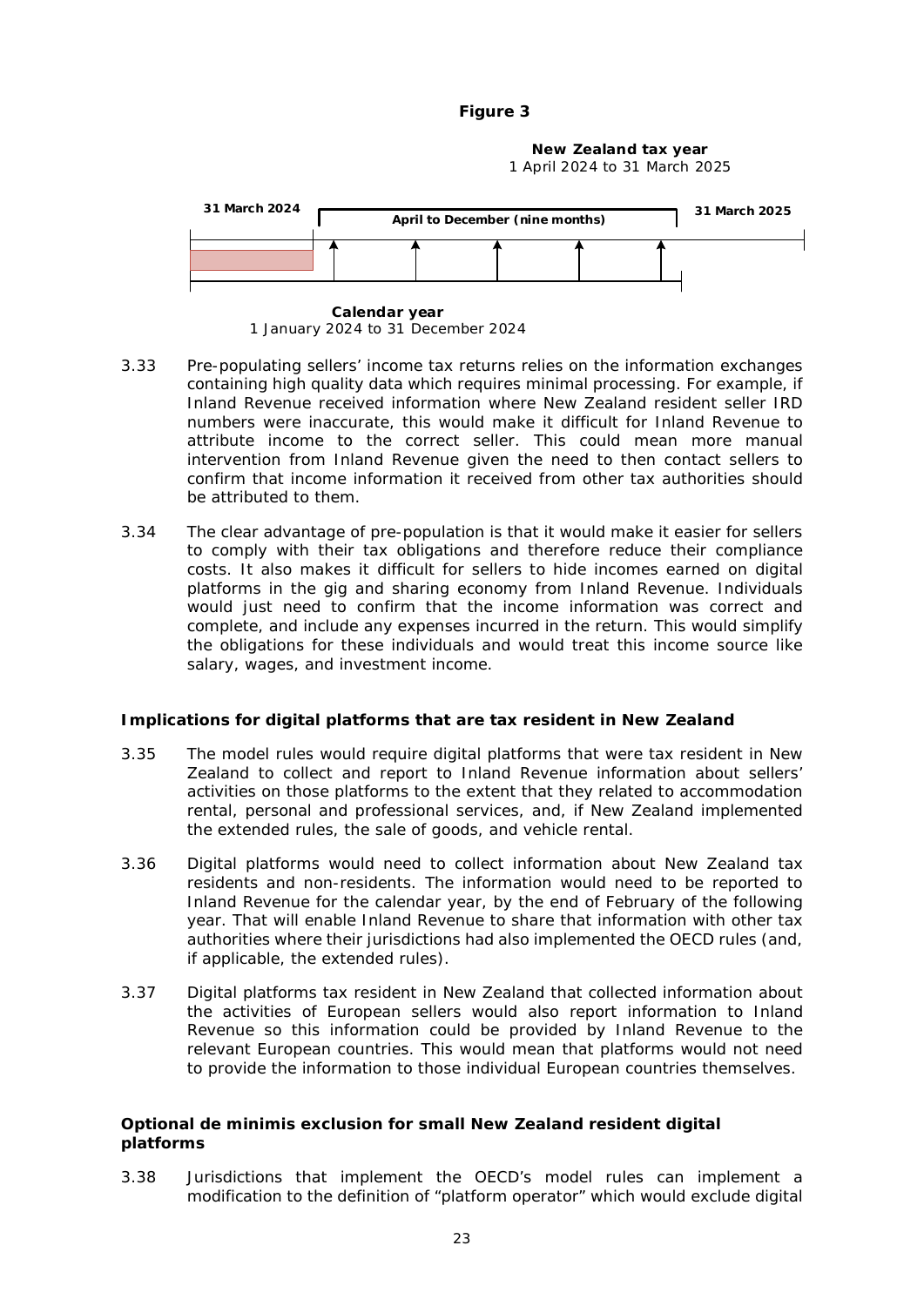**Figure 3**

**New Zealand tax year**
1 April 2024 to 31 March 2025

**31 March 2024** | **April to December (nine months)** | **31 March 2025**

**Calendar year**
1 January 2024 to 31 December 2024

3.33 Pre-populating sellers' income tax returns relies on the information exchanges containing high quality data which requires minimal processing. For example, if Inland Revenue received information where New Zealand resident seller IRD numbers were inaccurate, this would make it difficult for Inland Revenue to attribute income to the correct seller. This could mean more manual intervention from Inland Revenue given the need to then contact sellers to confirm that income information it received from other tax authorities should be attributed to them.

3.34 The clear advantage of pre-population is that it would make it easier for sellers to comply with their tax obligations and therefore reduce their compliance costs. It also makes it difficult for sellers to hide incomes earned on digital platforms in the gig and sharing economy from Inland Revenue. Individuals would just need to confirm that the income information was correct and complete, and include any expenses incurred in the return. This would simplify the obligations for these individuals and would treat this income source like salary, wages, and investment income.

### Implications for digital platforms that are tax resident in New Zealand

3.35 The model rules would require digital platforms that were tax resident in New Zealand to collect and report to Inland Revenue information about sellers' activities on those platforms to the extent that they related to accommodation rental, personal and professional services, and, if New Zealand implemented the extended rules, the sale of goods, and vehicle rental.

3.36 Digital platforms would need to collect information about New Zealand tax residents and non-residents. The information would need to be reported to Inland Revenue for the calendar year, by the end of February of the following year. That will enable Inland Revenue to share that information with other tax authorities where their jurisdictions had also implemented the OECD rules (and, if applicable, the extended rules).

3.37 Digital platforms tax resident in New Zealand that collected information about the activities of European sellers would also report information to Inland Revenue so this information could be provided by Inland Revenue to the relevant European countries. This would mean that platforms would not need to provide the information to those individual European countries themselves.

### Optional de minimis exclusion for small New Zealand resident digital platforms

3.38 Jurisdictions that implement the OECD's model rules can implement a modification to the definition of "platform operator" which would exclude digital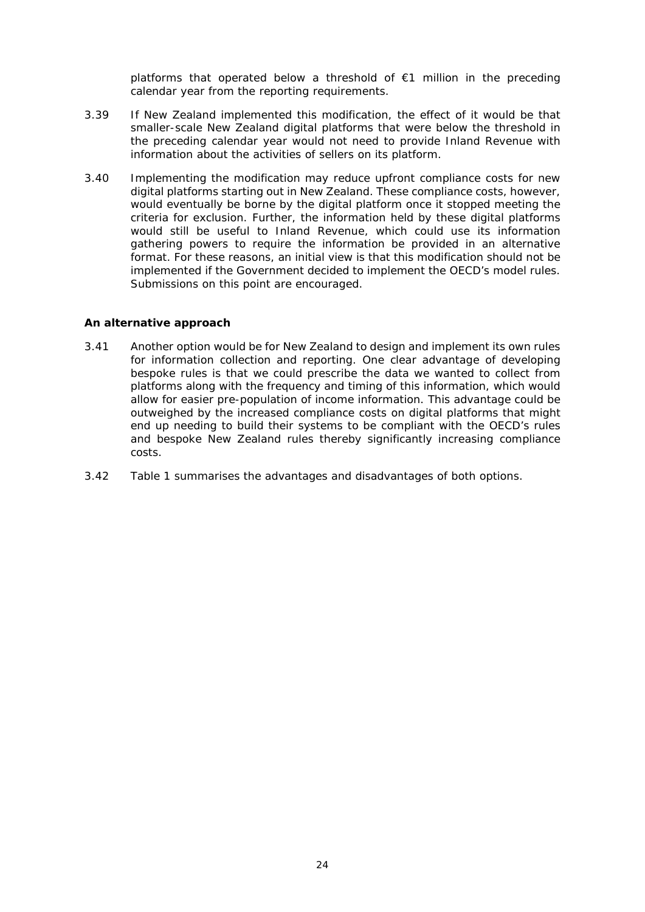platforms that operated below a threshold of €1 million in the preceding calendar year from the reporting requirements.

3.39 If New Zealand implemented this modification, the effect of it would be that smaller-scale New Zealand digital platforms that were below the threshold in the preceding calendar year would not need to provide Inland Revenue with information about the activities of sellers on its platform.

3.40 Implementing the modification may reduce upfront compliance costs for new digital platforms starting out in New Zealand. These compliance costs, however, would eventually be borne by the digital platform once it stopped meeting the criteria for exclusion. Further, the information held by these digital platforms would still be useful to Inland Revenue, which could use its information gathering powers to require the information be provided in an alternative format. For these reasons, an initial view is that this modification should not be implemented if the Government decided to implement the OECD's model rules. Submissions on this point are encouraged.

**An alternative approach**

3.41 Another option would be for New Zealand to design and implement its own rules for information collection and reporting. One clear advantage of developing bespoke rules is that we could prescribe the data we wanted to collect from platforms along with the frequency and timing of this information, which would allow for easier pre-population of income information. This advantage could be outweighed by the increased compliance costs on digital platforms that might end up needing to build their systems to be compliant with the OECD's rules and bespoke New Zealand rules thereby significantly increasing compliance costs.

3.42 Table 1 summarises the advantages and disadvantages of both options.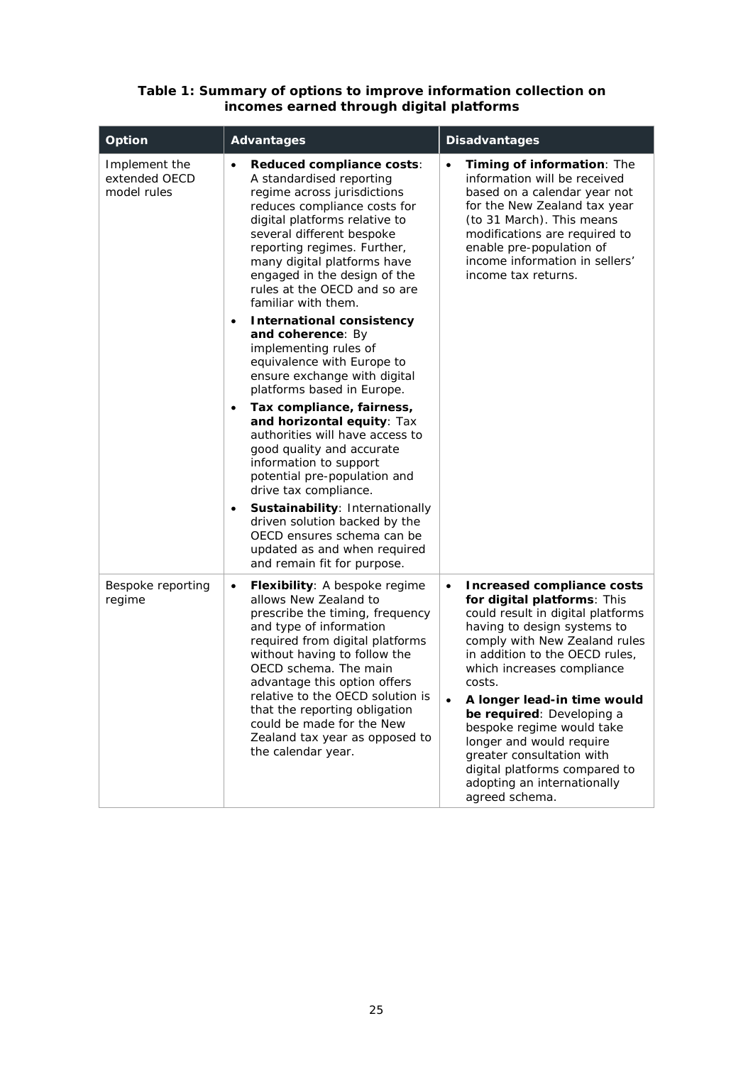**Table 1: Summary of options to improve information collection on incomes earned through digital platforms**

| Option | Advantages | Disadvantages |
|---|---|---|
| Implement the extended OECD model rules | • **Reduced compliance costs**: A standardised reporting regime across jurisdictions reduces compliance costs for digital platforms relative to several different bespoke reporting regimes. Further, many digital platforms have engaged in the design of the rules at the OECD and so are familiar with them.<br>• **International consistency and coherence**: By implementing rules of equivalence with Europe to ensure exchange with digital platforms based in Europe.<br>• **Tax compliance, fairness, and horizontal equity**: Tax authorities will have access to good quality and accurate information to support potential pre-population and drive tax compliance.<br>• **Sustainability**: Internationally driven solution backed by the OECD ensures schema can be updated as and when required and remain fit for purpose. | • **Timing of information**: The information will be received based on a calendar year not for the New Zealand tax year (to 31 March). This means modifications are required to enable pre-population of income information in sellers' income tax returns. |
| Bespoke reporting regime | • **Flexibility**: A bespoke regime allows New Zealand to prescribe the timing, frequency and type of information required from digital platforms without having to follow the OECD schema. The main advantage this option offers relative to the OECD solution is that the reporting obligation could be made for the New Zealand tax year as opposed to the calendar year. | • **Increased compliance costs for digital platforms**: This could result in digital platforms having to design systems to comply with New Zealand rules in addition to the OECD rules, which increases compliance costs.<br>• **A longer lead-in time would be required**: Developing a bespoke regime would take longer and would require greater consultation with digital platforms compared to adopting an internationally agreed schema. |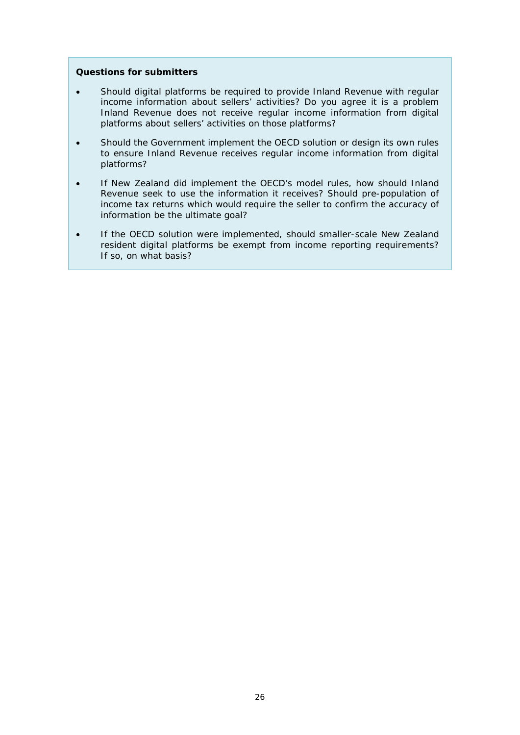**Questions for submitters**

- Should digital platforms be required to provide Inland Revenue with regular income information about sellers' activities? Do you agree it is a problem Inland Revenue does not receive regular income information from digital platforms about sellers' activities on those platforms?
- Should the Government implement the OECD solution or design its own rules to ensure Inland Revenue receives regular income information from digital platforms?
- If New Zealand did implement the OECD's model rules, how should Inland Revenue seek to use the information it receives? Should pre-population of income tax returns which would require the seller to confirm the accuracy of information be the ultimate goal?
- If the OECD solution were implemented, should smaller-scale New Zealand resident digital platforms be exempt from income reporting requirements? If so, on what basis?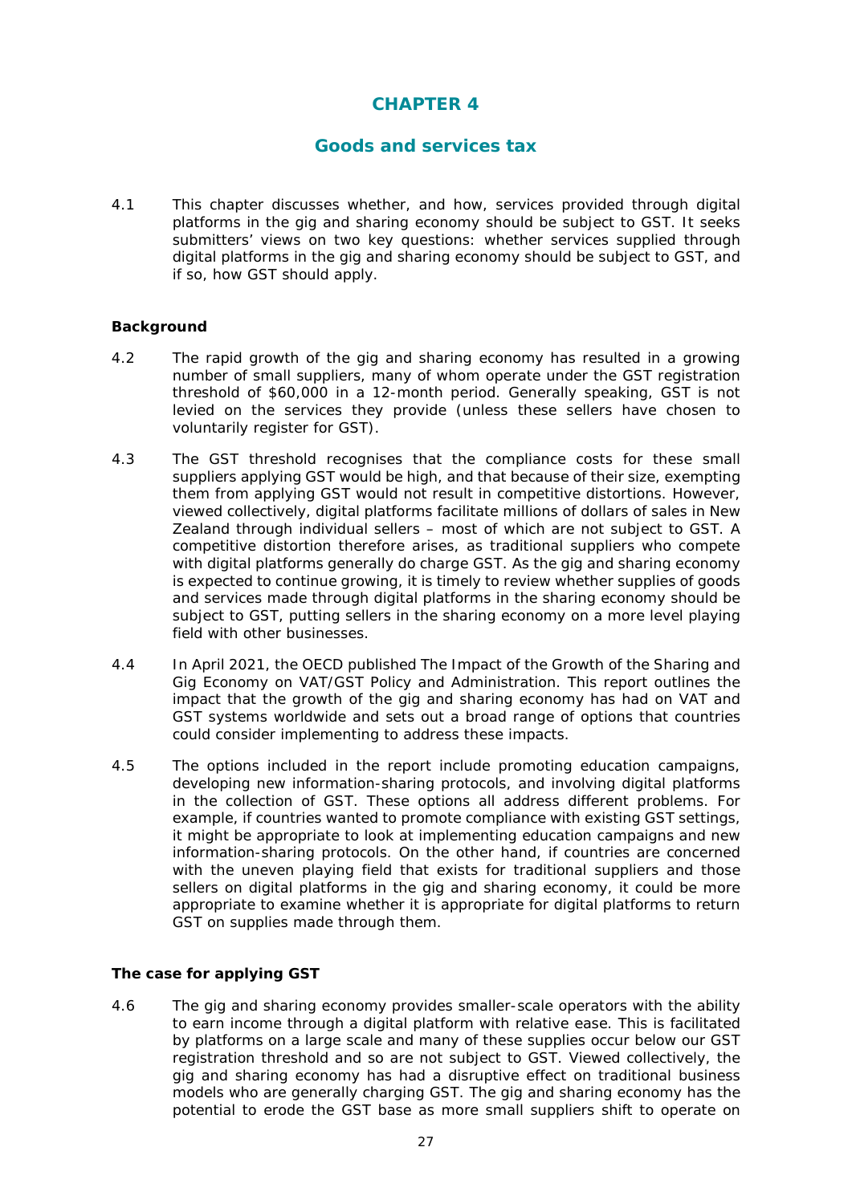# CHAPTER 4

## Goods and services tax

4.1 This chapter discusses whether, and how, services provided through digital platforms in the gig and sharing economy should be subject to GST. It seeks submitters' views on two key questions: whether services supplied through digital platforms in the gig and sharing economy should be subject to GST, and if so, how GST should apply.

### Background

4.2 The rapid growth of the gig and sharing economy has resulted in a growing number of small suppliers, many of whom operate under the GST registration threshold of $60,000 in a 12-month period. Generally speaking, GST is not levied on the services they provide (unless these sellers have chosen to voluntarily register for GST).

4.3 The GST threshold recognises that the compliance costs for these small suppliers applying GST would be high, and that because of their size, exempting them from applying GST would not result in competitive distortions. However, viewed collectively, digital platforms facilitate millions of dollars of sales in New Zealand through individual sellers – most of which are not subject to GST. A competitive distortion therefore arises, as traditional suppliers who compete with digital platforms generally do charge GST. As the gig and sharing economy is expected to continue growing, it is timely to review whether supplies of goods and services made through digital platforms in the sharing economy should be subject to GST, putting sellers in the sharing economy on a more level playing field with other businesses.

4.4 In April 2021, the OECD published The Impact of the Growth of the Sharing and Gig Economy on VAT/GST Policy and Administration. This report outlines the impact that the growth of the gig and sharing economy has had on VAT and GST systems worldwide and sets out a broad range of options that countries could consider implementing to address these impacts.

4.5 The options included in the report include promoting education campaigns, developing new information-sharing protocols, and involving digital platforms in the collection of GST. These options all address different problems. For example, if countries wanted to promote compliance with existing GST settings, it might be appropriate to look at implementing education campaigns and new information-sharing protocols. On the other hand, if countries are concerned with the uneven playing field that exists for traditional suppliers and those sellers on digital platforms in the gig and sharing economy, it could be more appropriate to examine whether it is appropriate for digital platforms to return GST on supplies made through them.

### The case for applying GST

4.6 The gig and sharing economy provides smaller-scale operators with the ability to earn income through a digital platform with relative ease. This is facilitated by platforms on a large scale and many of these supplies occur below our GST registration threshold and so are not subject to GST. Viewed collectively, the gig and sharing economy has had a disruptive effect on traditional business models who are generally charging GST. The gig and sharing economy has the potential to erode the GST base as more small suppliers shift to operate on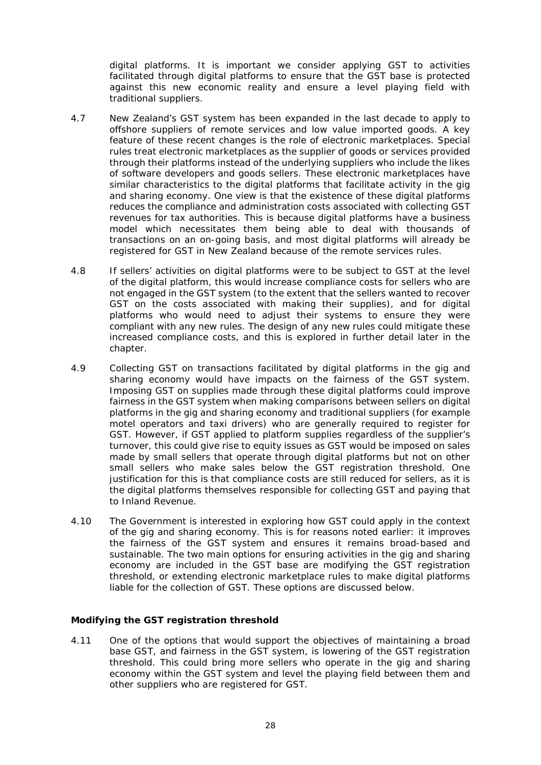digital platforms. It is important we consider applying GST to activities facilitated through digital platforms to ensure that the GST base is protected against this new economic reality and ensure a level playing field with traditional suppliers.

4.7 New Zealand's GST system has been expanded in the last decade to apply to offshore suppliers of remote services and low value imported goods. A key feature of these recent changes is the role of electronic marketplaces. Special rules treat electronic marketplaces as the supplier of goods or services provided through their platforms instead of the underlying suppliers who include the likes of software developers and goods sellers. These electronic marketplaces have similar characteristics to the digital platforms that facilitate activity in the gig and sharing economy. One view is that the existence of these digital platforms reduces the compliance and administration costs associated with collecting GST revenues for tax authorities. This is because digital platforms have a business model which necessitates them being able to deal with thousands of transactions on an on-going basis, and most digital platforms will already be registered for GST in New Zealand because of the remote services rules.

4.8 If sellers' activities on digital platforms were to be subject to GST at the level of the digital platform, this would increase compliance costs for sellers who are not engaged in the GST system (to the extent that the sellers wanted to recover GST on the costs associated with making their supplies), and for digital platforms who would need to adjust their systems to ensure they were compliant with any new rules. The design of any new rules could mitigate these increased compliance costs, and this is explored in further detail later in the chapter.

4.9 Collecting GST on transactions facilitated by digital platforms in the gig and sharing economy would have impacts on the fairness of the GST system. Imposing GST on supplies made through these digital platforms could improve fairness in the GST system when making comparisons between sellers on digital platforms in the gig and sharing economy and traditional suppliers (for example motel operators and taxi drivers) who are generally required to register for GST. However, if GST applied to platform supplies regardless of the supplier's turnover, this could give rise to equity issues as GST would be imposed on sales made by small sellers that operate through digital platforms but not on other small sellers who make sales below the GST registration threshold. One justification for this is that compliance costs are still reduced for sellers, as it is the digital platforms themselves responsible for collecting GST and paying that to Inland Revenue.

4.10 The Government is interested in exploring how GST could apply in the context of the gig and sharing economy. This is for reasons noted earlier: it improves the fairness of the GST system and ensures it remains broad-based and sustainable. The two main options for ensuring activities in the gig and sharing economy are included in the GST base are modifying the GST registration threshold, or extending electronic marketplace rules to make digital platforms liable for the collection of GST. These options are discussed below.

### Modifying the GST registration threshold

4.11 One of the options that would support the objectives of maintaining a broad base GST, and fairness in the GST system, is lowering of the GST registration threshold. This could bring more sellers who operate in the gig and sharing economy within the GST system and level the playing field between them and other suppliers who are registered for GST.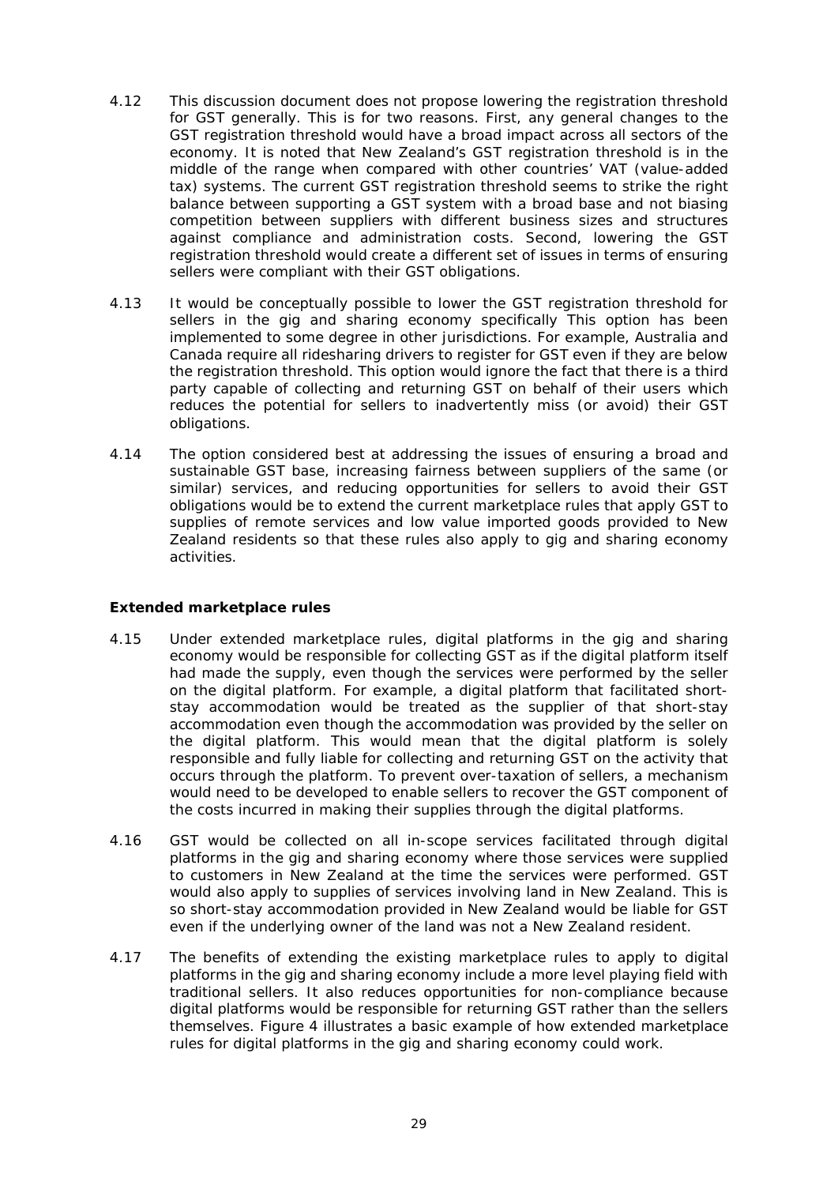4.12 This discussion document does not propose lowering the registration threshold for GST generally. This is for two reasons. First, any general changes to the GST registration threshold would have a broad impact across all sectors of the economy. It is noted that New Zealand's GST registration threshold is in the middle of the range when compared with other countries' VAT (value-added tax) systems. The current GST registration threshold seems to strike the right balance between supporting a GST system with a broad base and not biasing competition between suppliers with different business sizes and structures against compliance and administration costs. Second, lowering the GST registration threshold would create a different set of issues in terms of ensuring sellers were compliant with their GST obligations.

4.13 It would be conceptually possible to lower the GST registration threshold for sellers in the gig and sharing economy specifically This option has been implemented to some degree in other jurisdictions. For example, Australia and Canada require all ridesharing drivers to register for GST even if they are below the registration threshold. This option would ignore the fact that there is a third party capable of collecting and returning GST on behalf of their users which reduces the potential for sellers to inadvertently miss (or avoid) their GST obligations.

4.14 The option considered best at addressing the issues of ensuring a broad and sustainable GST base, increasing fairness between suppliers of the same (or similar) services, and reducing opportunities for sellers to avoid their GST obligations would be to extend the current marketplace rules that apply GST to supplies of remote services and low value imported goods provided to New Zealand residents so that these rules also apply to gig and sharing economy activities.

**Extended marketplace rules**

4.15 Under extended marketplace rules, digital platforms in the gig and sharing economy would be responsible for collecting GST as if the digital platform itself had made the supply, even though the services were performed by the seller on the digital platform. For example, a digital platform that facilitated short-stay accommodation would be treated as the supplier of that short-stay accommodation even though the accommodation was provided by the seller on the digital platform. This would mean that the digital platform is solely responsible and fully liable for collecting and returning GST on the activity that occurs through the platform. To prevent over-taxation of sellers, a mechanism would need to be developed to enable sellers to recover the GST component of the costs incurred in making their supplies through the digital platforms.

4.16 GST would be collected on all in-scope services facilitated through digital platforms in the gig and sharing economy where those services were supplied to customers in New Zealand at the time the services were performed. GST would also apply to supplies of services involving land in New Zealand. This is so short-stay accommodation provided in New Zealand would be liable for GST even if the underlying owner of the land was not a New Zealand resident.

4.17 The benefits of extending the existing marketplace rules to apply to digital platforms in the gig and sharing economy include a more level playing field with traditional sellers. It also reduces opportunities for non-compliance because digital platforms would be responsible for returning GST rather than the sellers themselves. Figure 4 illustrates a basic example of how extended marketplace rules for digital platforms in the gig and sharing economy could work.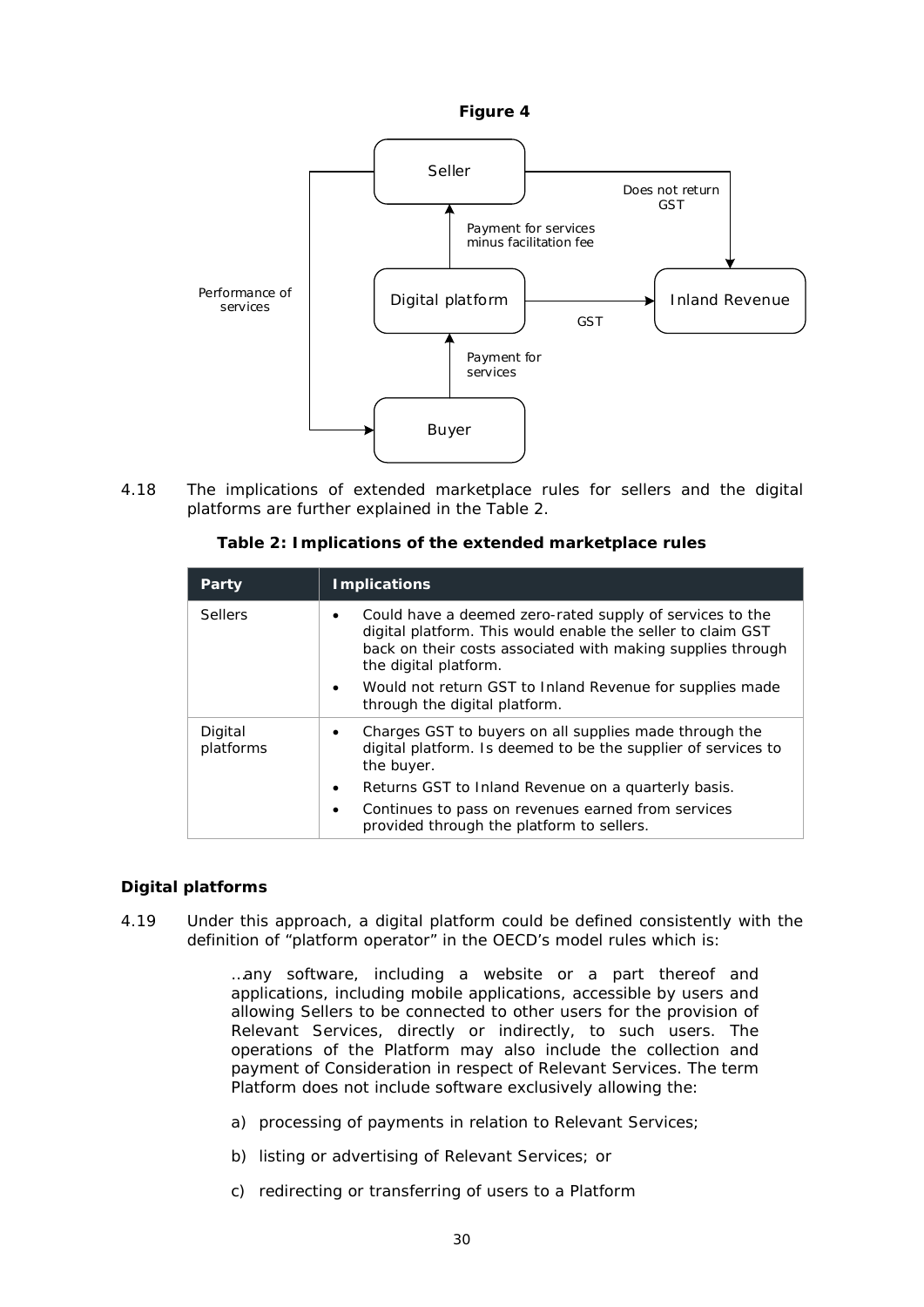**Figure 4**

4.18 The implications of extended marketplace rules for sellers and the digital platforms are further explained in the Table 2.

**Table 2: Implications of the extended marketplace rules**

| Party | Implications |
|---|---|
| Sellers | • Could have a deemed zero-rated supply of services to the digital platform. This would enable the seller to claim GST back on their costs associated with making supplies through the digital platform.<br>• Would not return GST to Inland Revenue for supplies made through the digital platform. |
| Digital platforms | • Charges GST to buyers on all supplies made through the digital platform. Is deemed to be the supplier of services to the buyer.<br>• Returns GST to Inland Revenue on a quarterly basis.<br>• Continues to pass on revenues earned from services provided through the platform to sellers. |

### Digital platforms

4.19 Under this approach, a digital platform could be defined consistently with the definition of "platform operator" in the OECD's model rules which is:

> …any software, including a website or a part thereof and applications, including mobile applications, accessible by users and allowing Sellers to be connected to other users for the provision of Relevant Services, directly or indirectly, to such users. The operations of the Platform may also include the collection and payment of Consideration in respect of Relevant Services. The term Platform does not include software exclusively allowing the:
>
> a) processing of payments in relation to Relevant Services;
>
> b) listing or advertising of Relevant Services; or
>
> c) redirecting or transferring of users to a Platform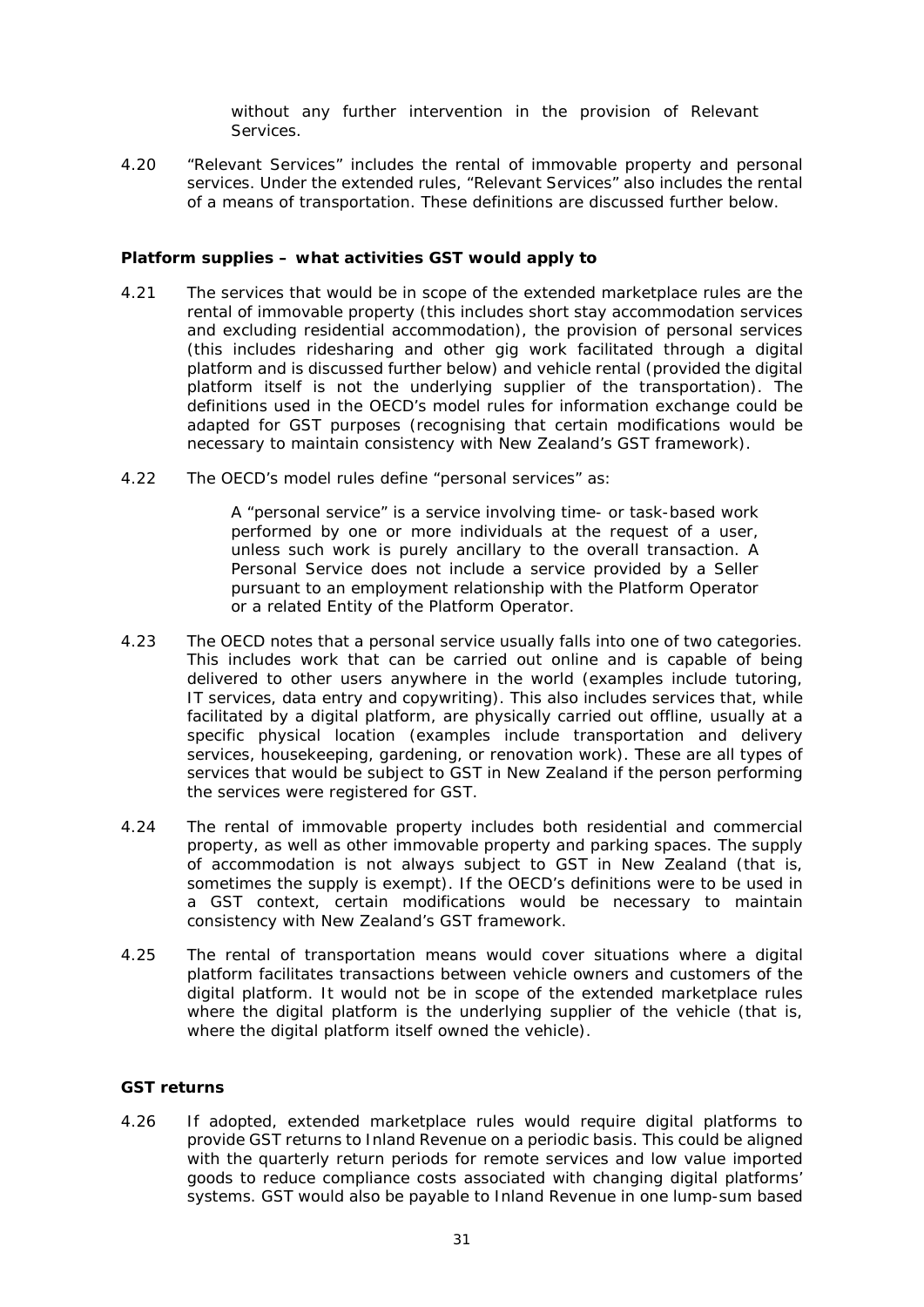without any further intervention in the provision of Relevant Services.

4.20 "Relevant Services" includes the rental of immovable property and personal services. Under the extended rules, "Relevant Services" also includes the rental of a means of transportation. These definitions are discussed further below.

**Platform supplies – what activities GST would apply to**

4.21 The services that would be in scope of the extended marketplace rules are the rental of immovable property (this includes short stay accommodation services and excluding residential accommodation), the provision of personal services (this includes ridesharing and other gig work facilitated through a digital platform and is discussed further below) and vehicle rental (provided the digital platform itself is not the underlying supplier of the transportation). The definitions used in the OECD's model rules for information exchange could be adapted for GST purposes (recognising that certain modifications would be necessary to maintain consistency with New Zealand's GST framework).

4.22 The OECD's model rules define "personal services" as:

> A "personal service" is a service involving time- or task-based work performed by one or more individuals at the request of a user, unless such work is purely ancillary to the overall transaction. A Personal Service does not include a service provided by a Seller pursuant to an employment relationship with the Platform Operator or a related Entity of the Platform Operator.

4.23 The OECD notes that a personal service usually falls into one of two categories. This includes work that can be carried out online and is capable of being delivered to other users anywhere in the world (examples include tutoring, IT services, data entry and copywriting). This also includes services that, while facilitated by a digital platform, are physically carried out offline, usually at a specific physical location (examples include transportation and delivery services, housekeeping, gardening, or renovation work). These are all types of services that would be subject to GST in New Zealand if the person performing the services were registered for GST.

4.24 The rental of immovable property includes both residential and commercial property, as well as other immovable property and parking spaces. The supply of accommodation is not always subject to GST in New Zealand (that is, sometimes the supply is exempt). If the OECD's definitions were to be used in a GST context, certain modifications would be necessary to maintain consistency with New Zealand's GST framework.

4.25 The rental of transportation means would cover situations where a digital platform facilitates transactions between vehicle owners and customers of the digital platform. It would not be in scope of the extended marketplace rules where the digital platform is the underlying supplier of the vehicle (that is, where the digital platform itself owned the vehicle).

**GST returns**

4.26 If adopted, extended marketplace rules would require digital platforms to provide GST returns to Inland Revenue on a periodic basis. This could be aligned with the quarterly return periods for remote services and low value imported goods to reduce compliance costs associated with changing digital platforms' systems. GST would also be payable to Inland Revenue in one lump-sum based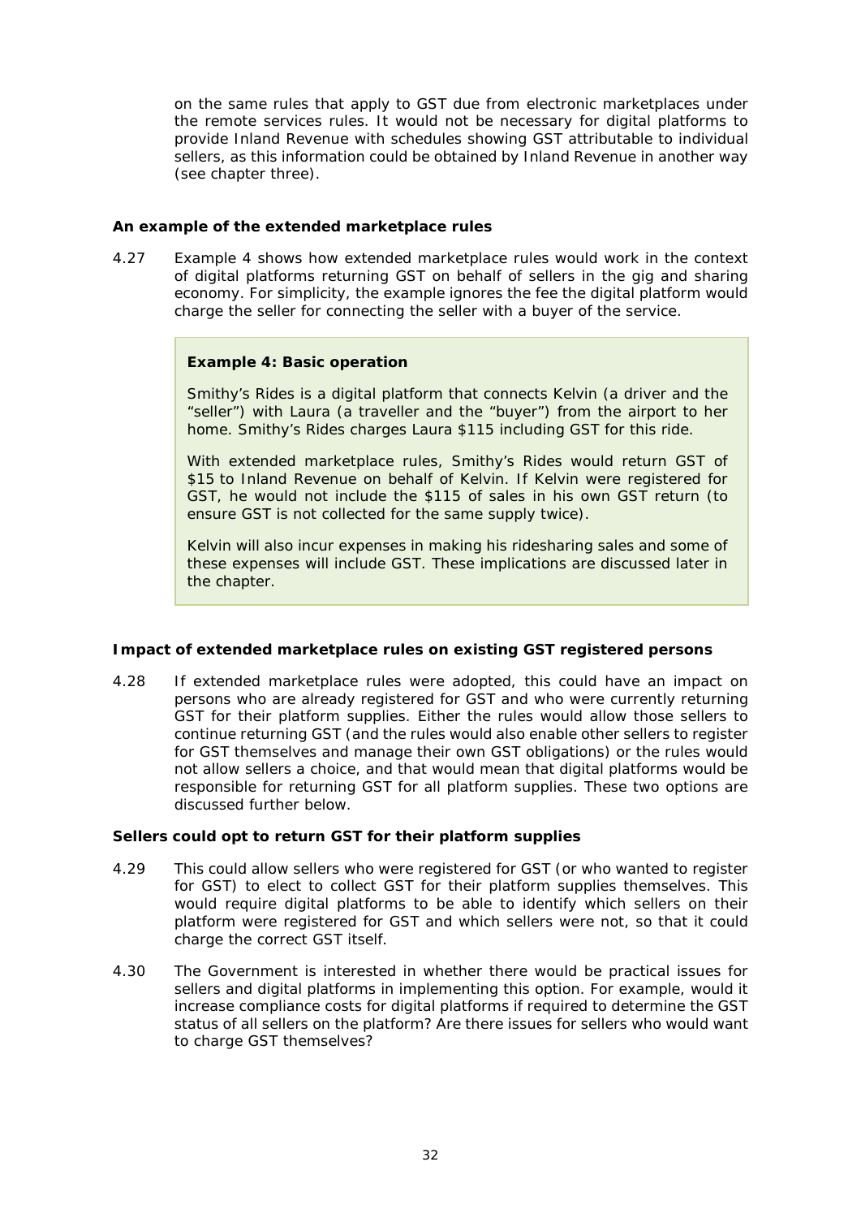on the same rules that apply to GST due from electronic marketplaces under the remote services rules. It would not be necessary for digital platforms to provide Inland Revenue with schedules showing GST attributable to individual sellers, as this information could be obtained by Inland Revenue in another way (see chapter three).

### An example of the extended marketplace rules

4.27 Example 4 shows how extended marketplace rules would work in the context of digital platforms returning GST on behalf of sellers in the gig and sharing economy. For simplicity, the example ignores the fee the digital platform would charge the seller for connecting the seller with a buyer of the service.

> **Example 4: Basic operation**
>
> Smithy's Rides is a digital platform that connects Kelvin (a driver and the "seller") with Laura (a traveller and the "buyer") from the airport to her home. Smithy's Rides charges Laura $115 including GST for this ride.
>
> With extended marketplace rules, Smithy's Rides would return GST of $15 to Inland Revenue on behalf of Kelvin. If Kelvin were registered for GST, he would not include the $115 of sales in his own GST return (to ensure GST is not collected for the same supply twice).
>
> Kelvin will also incur expenses in making his ridesharing sales and some of these expenses will include GST. These implications are discussed later in the chapter.

### Impact of extended marketplace rules on existing GST registered persons

4.28 If extended marketplace rules were adopted, this could have an impact on persons who are already registered for GST and who were currently returning GST for their platform supplies. Either the rules would allow those sellers to continue returning GST (and the rules would also enable other sellers to register for GST themselves and manage their own GST obligations) or the rules would not allow sellers a choice, and that would mean that digital platforms would be responsible for returning GST for all platform supplies. These two options are discussed further below.

### Sellers could opt to return GST for their platform supplies

4.29 This could allow sellers who were registered for GST (or who wanted to register for GST) to elect to collect GST for their platform supplies themselves. This would require digital platforms to be able to identify which sellers on their platform were registered for GST and which sellers were not, so that it could charge the correct GST itself.

4.30 The Government is interested in whether there would be practical issues for sellers and digital platforms in implementing this option. For example, would it increase compliance costs for digital platforms if required to determine the GST status of all sellers on the platform? Are there issues for sellers who would want to charge GST themselves?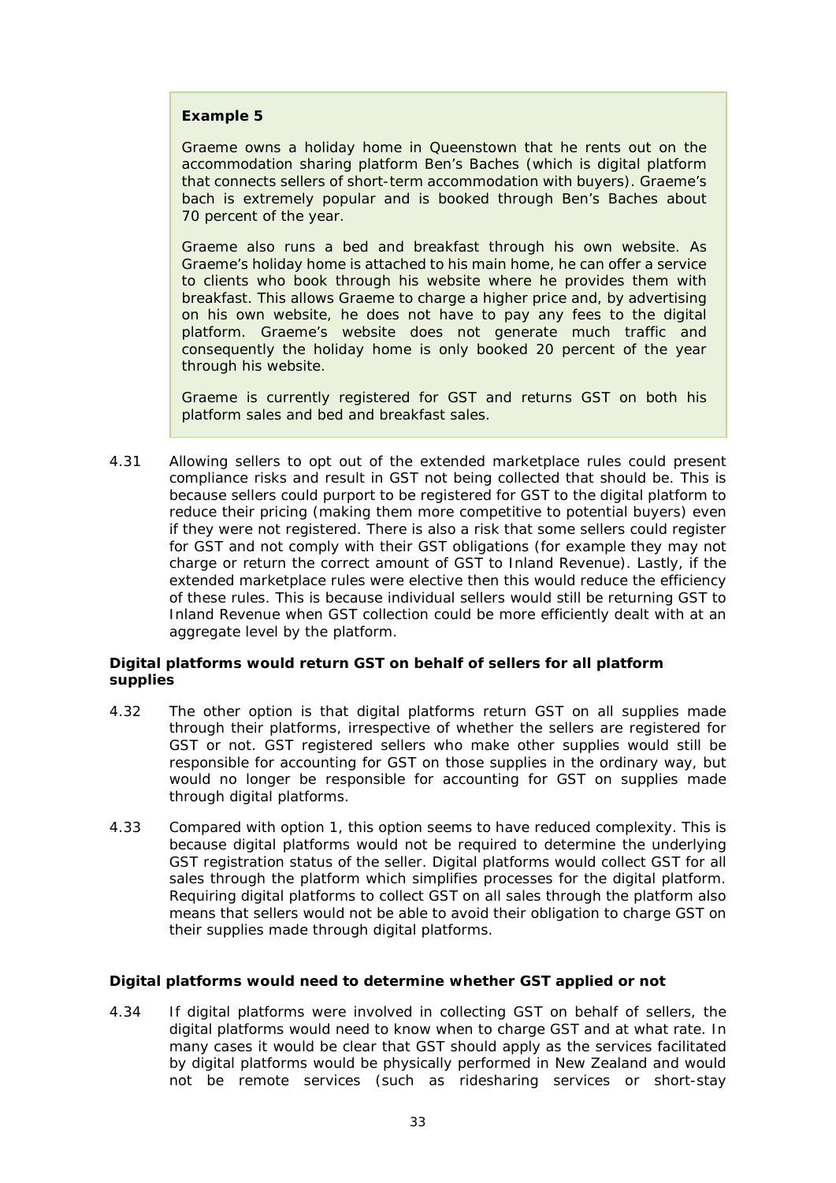> **Example 5**
>
> Graeme owns a holiday home in Queenstown that he rents out on the accommodation sharing platform Ben's Baches (which is digital platform that connects sellers of short-term accommodation with buyers). Graeme's bach is extremely popular and is booked through Ben's Baches about 70 percent of the year.
>
> Graeme also runs a bed and breakfast through his own website. As Graeme's holiday home is attached to his main home, he can offer a service to clients who book through his website where he provides them with breakfast. This allows Graeme to charge a higher price and, by advertising on his own website, he does not have to pay any fees to the digital platform. Graeme's website does not generate much traffic and consequently the holiday home is only booked 20 percent of the year through his website.
>
> Graeme is currently registered for GST and returns GST on both his platform sales and bed and breakfast sales.

4.31 Allowing sellers to opt out of the extended marketplace rules could present compliance risks and result in GST not being collected that should be. This is because sellers could purport to be registered for GST to the digital platform to reduce their pricing (making them more competitive to potential buyers) even if they were not registered. There is also a risk that some sellers could register for GST and not comply with their GST obligations (for example they may not charge or return the correct amount of GST to Inland Revenue). Lastly, if the extended marketplace rules were elective then this would reduce the efficiency of these rules. This is because individual sellers would still be returning GST to Inland Revenue when GST collection could be more efficiently dealt with at an aggregate level by the platform.

**Digital platforms would return GST on behalf of sellers for all platform supplies**

4.32 The other option is that digital platforms return GST on all supplies made through their platforms, irrespective of whether the sellers are registered for GST or not. GST registered sellers who make other supplies would still be responsible for accounting for GST on those supplies in the ordinary way, but would no longer be responsible for accounting for GST on supplies made through digital platforms.

4.33 Compared with option 1, this option seems to have reduced complexity. This is because digital platforms would not be required to determine the underlying GST registration status of the seller. Digital platforms would collect GST for all sales through the platform which simplifies processes for the digital platform. Requiring digital platforms to collect GST on all sales through the platform also means that sellers would not be able to avoid their obligation to charge GST on their supplies made through digital platforms.

**Digital platforms would need to determine whether GST applied or not**

4.34 If digital platforms were involved in collecting GST on behalf of sellers, the digital platforms would need to know when to charge GST and at what rate. In many cases it would be clear that GST should apply as the services facilitated by digital platforms would be physically performed in New Zealand and would not be remote services (such as ridesharing services or short-stay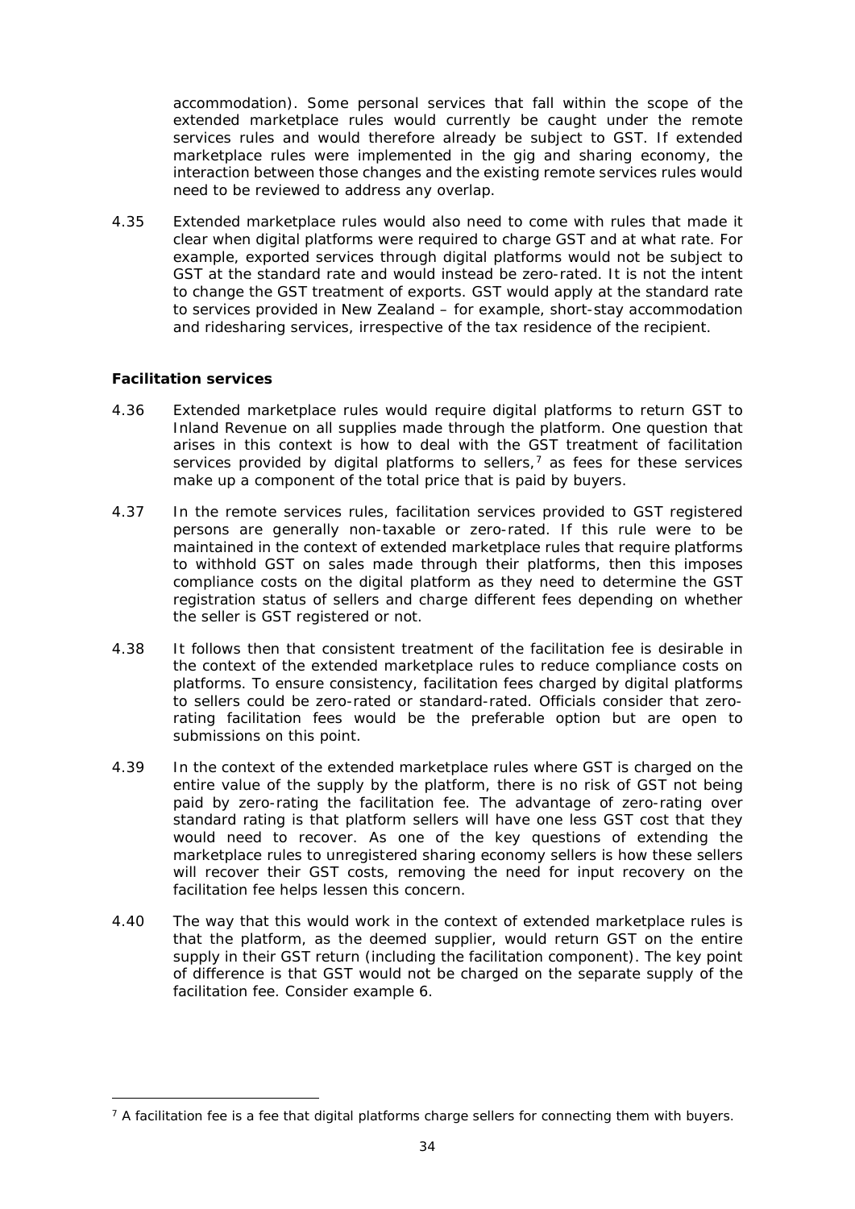accommodation). Some personal services that fall within the scope of the extended marketplace rules would currently be caught under the remote services rules and would therefore already be subject to GST. If extended marketplace rules were implemented in the gig and sharing economy, the interaction between those changes and the existing remote services rules would need to be reviewed to address any overlap.

4.35 Extended marketplace rules would also need to come with rules that made it clear when digital platforms were required to charge GST and at what rate. For example, exported services through digital platforms would not be subject to GST at the standard rate and would instead be zero-rated. It is not the intent to change the GST treatment of exports. GST would apply at the standard rate to services provided in New Zealand – for example, short-stay accommodation and ridesharing services, irrespective of the tax residence of the recipient.

### Facilitation services

4.36 Extended marketplace rules would require digital platforms to return GST to Inland Revenue on all supplies made through the platform. One question that arises in this context is how to deal with the GST treatment of facilitation services provided by digital platforms to sellers,[7] as fees for these services make up a component of the total price that is paid by buyers.

4.37 In the remote services rules, facilitation services provided to GST registered persons are generally non-taxable or zero-rated. If this rule were to be maintained in the context of extended marketplace rules that require platforms to withhold GST on sales made through their platforms, then this imposes compliance costs on the digital platform as they need to determine the GST registration status of sellers and charge different fees depending on whether the seller is GST registered or not.

4.38 It follows then that consistent treatment of the facilitation fee is desirable in the context of the extended marketplace rules to reduce compliance costs on platforms. To ensure consistency, facilitation fees charged by digital platforms to sellers could be zero-rated or standard-rated. Officials consider that zero-rating facilitation fees would be the preferable option but are open to submissions on this point.

4.39 In the context of the extended marketplace rules where GST is charged on the entire value of the supply by the platform, there is no risk of GST not being paid by zero-rating the facilitation fee. The advantage of zero-rating over standard rating is that platform sellers will have one less GST cost that they would need to recover. As one of the key questions of extending the marketplace rules to unregistered sharing economy sellers is how these sellers will recover their GST costs, removing the need for input recovery on the facilitation fee helps lessen this concern.

4.40 The way that this would work in the context of extended marketplace rules is that the platform, as the deemed supplier, would return GST on the entire supply in their GST return (including the facilitation component). The key point of difference is that GST would not be charged on the separate supply of the facilitation fee. Consider example 6.

[7] A facilitation fee is a fee that digital platforms charge sellers for connecting them with buyers.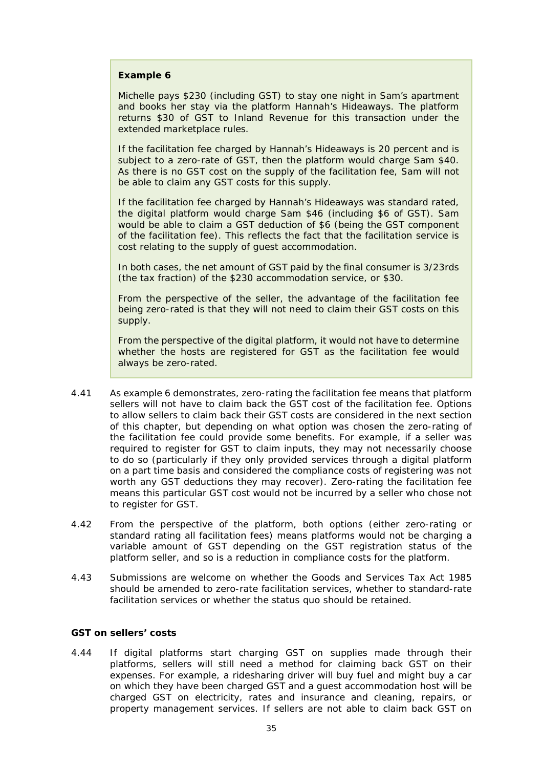> **Example 6**
>
> Michelle pays $230 (including GST) to stay one night in Sam's apartment and books her stay via the platform Hannah's Hideaways. The platform returns $30 of GST to Inland Revenue for this transaction under the extended marketplace rules.
>
> If the facilitation fee charged by Hannah's Hideaways is 20 percent and is subject to a zero-rate of GST, then the platform would charge Sam $40. As there is no GST cost on the supply of the facilitation fee, Sam will not be able to claim any GST costs for this supply.
>
> If the facilitation fee charged by Hannah's Hideaways was standard rated, the digital platform would charge Sam $46 (including $6 of GST). Sam would be able to claim a GST deduction of $6 (being the GST component of the facilitation fee). This reflects the fact that the facilitation service is cost relating to the supply of guest accommodation.
>
> In both cases, the net amount of GST paid by the final consumer is 3/23rds (the tax fraction) of the $230 accommodation service, or $30.
>
> From the perspective of the seller, the advantage of the facilitation fee being zero-rated is that they will not need to claim their GST costs on this supply.
>
> From the perspective of the digital platform, it would not have to determine whether the hosts are registered for GST as the facilitation fee would always be zero-rated.

4.41 As example 6 demonstrates, zero-rating the facilitation fee means that platform sellers will not have to claim back the GST cost of the facilitation fee. Options to allow sellers to claim back their GST costs are considered in the next section of this chapter, but depending on what option was chosen the zero-rating of the facilitation fee could provide some benefits. For example, if a seller was required to register for GST to claim inputs, they may not necessarily choose to do so (particularly if they only provided services through a digital platform on a part time basis and considered the compliance costs of registering was not worth any GST deductions they may recover). Zero-rating the facilitation fee means this particular GST cost would not be incurred by a seller who chose not to register for GST.

4.42 From the perspective of the platform, both options (either zero-rating or standard rating all facilitation fees) means platforms would not be charging a variable amount of GST depending on the GST registration status of the platform seller, and so is a reduction in compliance costs for the platform.

4.43 Submissions are welcome on whether the Goods and Services Tax Act 1985 should be amended to zero-rate facilitation services, whether to standard-rate facilitation services or whether the status quo should be retained.

**GST on sellers' costs**

4.44 If digital platforms start charging GST on supplies made through their platforms, sellers will still need a method for claiming back GST on their expenses. For example, a ridesharing driver will buy fuel and might buy a car on which they have been charged GST and a guest accommodation host will be charged GST on electricity, rates and insurance and cleaning, repairs, or property management services. If sellers are not able to claim back GST on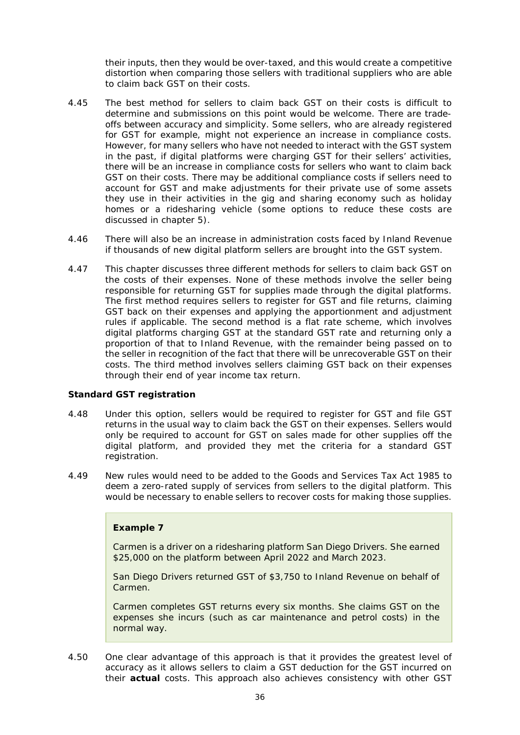their inputs, then they would be over-taxed, and this would create a competitive distortion when comparing those sellers with traditional suppliers who are able to claim back GST on their costs.

4.45 The best method for sellers to claim back GST on their costs is difficult to determine and submissions on this point would be welcome. There are trade-offs between accuracy and simplicity. Some sellers, who are already registered for GST for example, might not experience an increase in compliance costs. However, for many sellers who have not needed to interact with the GST system in the past, if digital platforms were charging GST for their sellers' activities, there will be an increase in compliance costs for sellers who want to claim back GST on their costs. There may be additional compliance costs if sellers need to account for GST and make adjustments for their private use of some assets they use in their activities in the gig and sharing economy such as holiday homes or a ridesharing vehicle (some options to reduce these costs are discussed in chapter 5).

4.46 There will also be an increase in administration costs faced by Inland Revenue if thousands of new digital platform sellers are brought into the GST system.

4.47 This chapter discusses three different methods for sellers to claim back GST on the costs of their expenses. None of these methods involve the seller being responsible for returning GST for supplies made through the digital platforms. The first method requires sellers to register for GST and file returns, claiming GST back on their expenses and applying the apportionment and adjustment rules if applicable. The second method is a flat rate scheme, which involves digital platforms charging GST at the standard GST rate and returning only a proportion of that to Inland Revenue, with the remainder being passed on to the seller in recognition of the fact that there will be unrecoverable GST on their costs. The third method involves sellers claiming GST back on their expenses through their end of year income tax return.

### Standard GST registration

4.48 Under this option, sellers would be required to register for GST and file GST returns in the usual way to claim back the GST on their expenses. Sellers would only be required to account for GST on sales made for other supplies off the digital platform, and provided they met the criteria for a standard GST registration.

4.49 New rules would need to be added to the Goods and Services Tax Act 1985 to deem a zero-rated supply of services from sellers to the digital platform. This would be necessary to enable sellers to recover costs for making those supplies.

> **Example 7**
>
> Carmen is a driver on a ridesharing platform San Diego Drivers. She earned \$25,000 on the platform between April 2022 and March 2023.
>
> San Diego Drivers returned GST of \$3,750 to Inland Revenue on behalf of Carmen.
>
> Carmen completes GST returns every six months. She claims GST on the expenses she incurs (such as car maintenance and petrol costs) in the normal way.

4.50 One clear advantage of this approach is that it provides the greatest level of accuracy as it allows sellers to claim a GST deduction for the GST incurred on their **actual** costs. This approach also achieves consistency with other GST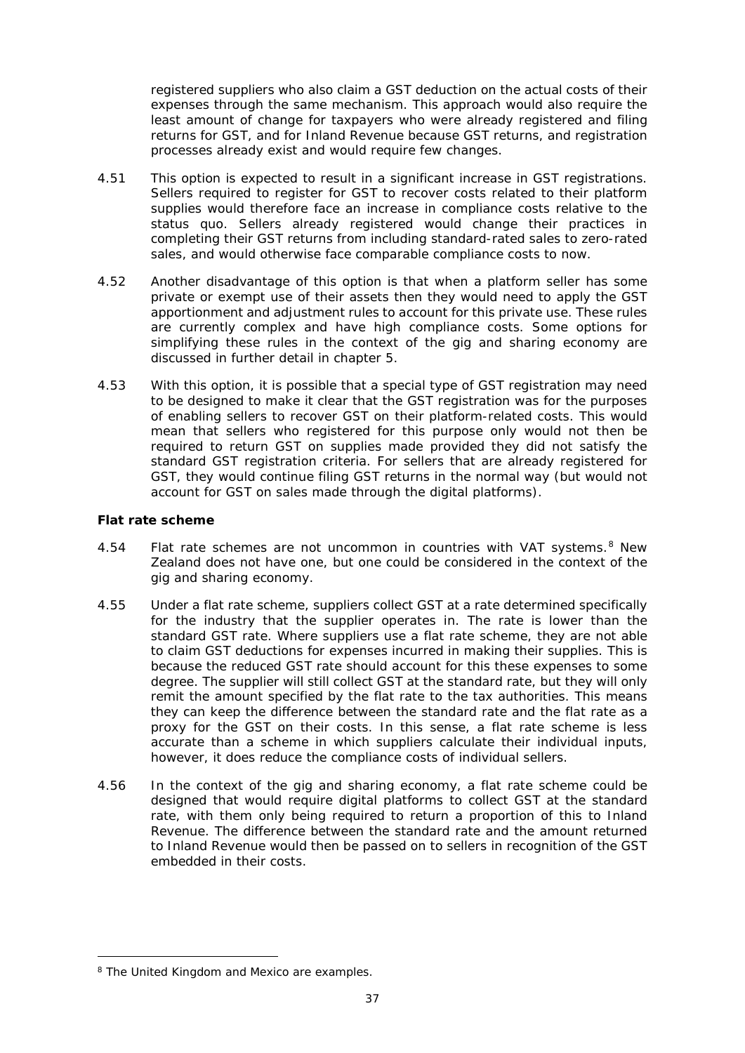registered suppliers who also claim a GST deduction on the actual costs of their expenses through the same mechanism. This approach would also require the least amount of change for taxpayers who were already registered and filing returns for GST, and for Inland Revenue because GST returns, and registration processes already exist and would require few changes.

4.51 This option is expected to result in a significant increase in GST registrations. Sellers required to register for GST to recover costs related to their platform supplies would therefore face an increase in compliance costs relative to the status quo. Sellers already registered would change their practices in completing their GST returns from including standard-rated sales to zero-rated sales, and would otherwise face comparable compliance costs to now.

4.52 Another disadvantage of this option is that when a platform seller has some private or exempt use of their assets then they would need to apply the GST apportionment and adjustment rules to account for this private use. These rules are currently complex and have high compliance costs. Some options for simplifying these rules in the context of the gig and sharing economy are discussed in further detail in chapter 5.

4.53 With this option, it is possible that a special type of GST registration may need to be designed to make it clear that the GST registration was for the purposes of enabling sellers to recover GST on their platform-related costs. This would mean that sellers who registered for this purpose only would not then be required to return GST on supplies made provided they did not satisfy the standard GST registration criteria. For sellers that are already registered for GST, they would continue filing GST returns in the normal way (but would not account for GST on sales made through the digital platforms).

**Flat rate scheme**

4.54 Flat rate schemes are not uncommon in countries with VAT systems.[8] New Zealand does not have one, but one could be considered in the context of the gig and sharing economy.

4.55 Under a flat rate scheme, suppliers collect GST at a rate determined specifically for the industry that the supplier operates in. The rate is lower than the standard GST rate. Where suppliers use a flat rate scheme, they are not able to claim GST deductions for expenses incurred in making their supplies. This is because the reduced GST rate should account for this these expenses to some degree. The supplier will still collect GST at the standard rate, but they will only remit the amount specified by the flat rate to the tax authorities. This means they can keep the difference between the standard rate and the flat rate as a proxy for the GST on their costs. In this sense, a flat rate scheme is less accurate than a scheme in which suppliers calculate their individual inputs, however, it does reduce the compliance costs of individual sellers.

4.56 In the context of the gig and sharing economy, a flat rate scheme could be designed that would require digital platforms to collect GST at the standard rate, with them only being required to return a proportion of this to Inland Revenue. The difference between the standard rate and the amount returned to Inland Revenue would then be passed on to sellers in recognition of the GST embedded in their costs.

[8] The United Kingdom and Mexico are examples.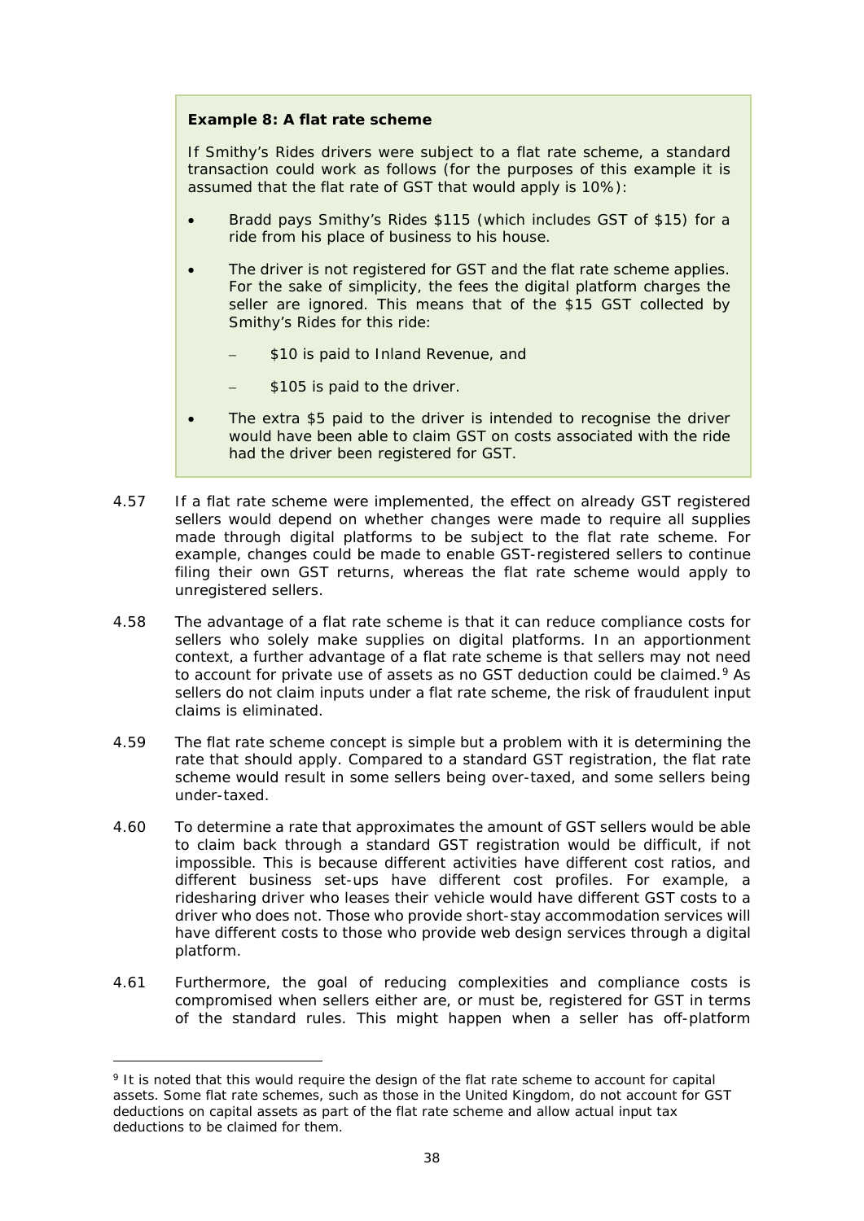**Example 8: A flat rate scheme**

If Smithy's Rides drivers were subject to a flat rate scheme, a standard transaction could work as follows (for the purposes of this example it is assumed that the flat rate of GST that would apply is 10%):

- Bradd pays Smithy's Rides $115 (which includes GST of $15) for a ride from his place of business to his house.
- The driver is not registered for GST and the flat rate scheme applies. For the sake of simplicity, the fees the digital platform charges the seller are ignored. This means that of the $15 GST collected by Smithy's Rides for this ride:
  - $10 is paid to Inland Revenue, and
  - $105 is paid to the driver.
- The extra $5 paid to the driver is intended to recognise the driver would have been able to claim GST on costs associated with the ride had the driver been registered for GST.

4.57 If a flat rate scheme were implemented, the effect on already GST registered sellers would depend on whether changes were made to require all supplies made through digital platforms to be subject to the flat rate scheme. For example, changes could be made to enable GST-registered sellers to continue filing their own GST returns, whereas the flat rate scheme would apply to unregistered sellers.

4.58 The advantage of a flat rate scheme is that it can reduce compliance costs for sellers who solely make supplies on digital platforms. In an apportionment context, a further advantage of a flat rate scheme is that sellers may not need to account for private use of assets as no GST deduction could be claimed.[9] As sellers do not claim inputs under a flat rate scheme, the risk of fraudulent input claims is eliminated.

4.59 The flat rate scheme concept is simple but a problem with it is determining the rate that should apply. Compared to a standard GST registration, the flat rate scheme would result in some sellers being over-taxed, and some sellers being under-taxed.

4.60 To determine a rate that approximates the amount of GST sellers would be able to claim back through a standard GST registration would be difficult, if not impossible. This is because different activities have different cost ratios, and different business set-ups have different cost profiles. For example, a ridesharing driver who leases their vehicle would have different GST costs to a driver who does not. Those who provide short-stay accommodation services will have different costs to those who provide web design services through a digital platform.

4.61 Furthermore, the goal of reducing complexities and compliance costs is compromised when sellers either are, or must be, registered for GST in terms of the standard rules. This might happen when a seller has off-platform

[9] It is noted that this would require the design of the flat rate scheme to account for capital assets. Some flat rate schemes, such as those in the United Kingdom, do not account for GST deductions on capital assets as part of the flat rate scheme and allow actual input tax deductions to be claimed for them.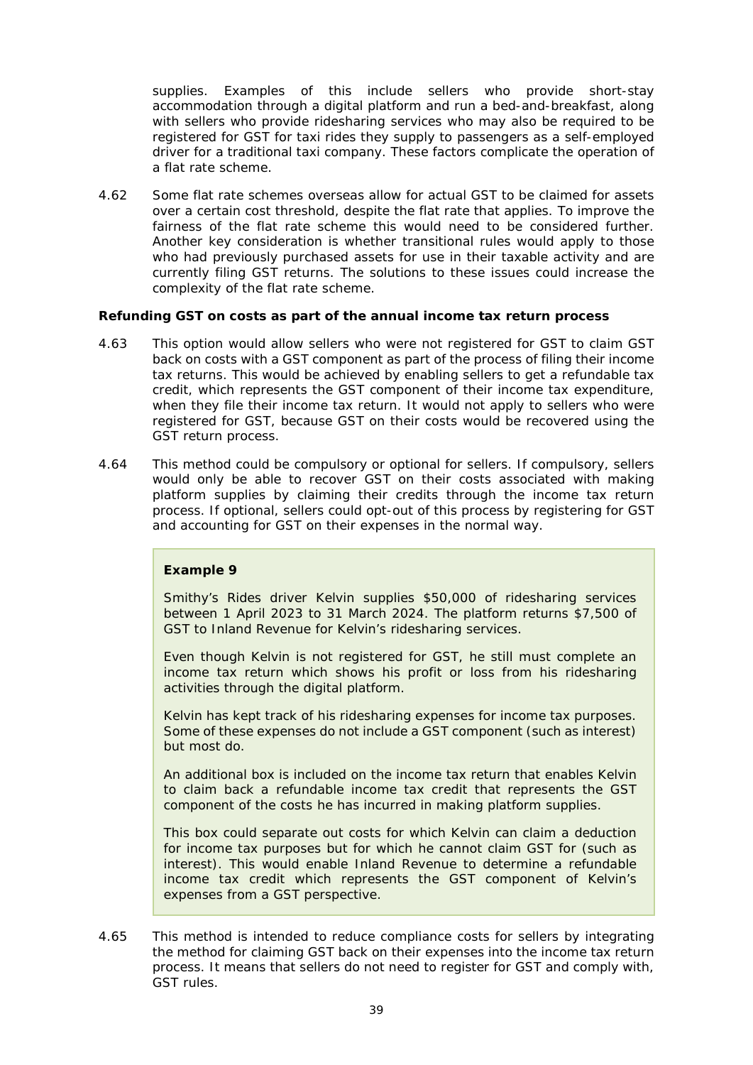supplies. Examples of this include sellers who provide short-stay accommodation through a digital platform and run a bed-and-breakfast, along with sellers who provide ridesharing services who may also be required to be registered for GST for taxi rides they supply to passengers as a self-employed driver for a traditional taxi company. These factors complicate the operation of a flat rate scheme.

4.62 Some flat rate schemes overseas allow for actual GST to be claimed for assets over a certain cost threshold, despite the flat rate that applies. To improve the fairness of the flat rate scheme this would need to be considered further. Another key consideration is whether transitional rules would apply to those who had previously purchased assets for use in their taxable activity and are currently filing GST returns. The solutions to these issues could increase the complexity of the flat rate scheme.

**Refunding GST on costs as part of the annual income tax return process**

4.63 This option would allow sellers who were not registered for GST to claim GST back on costs with a GST component as part of the process of filing their income tax returns. This would be achieved by enabling sellers to get a refundable tax credit, which represents the GST component of their income tax expenditure, when they file their income tax return. It would not apply to sellers who were registered for GST, because GST on their costs would be recovered using the GST return process.

4.64 This method could be compulsory or optional for sellers. If compulsory, sellers would only be able to recover GST on their costs associated with making platform supplies by claiming their credits through the income tax return process. If optional, sellers could opt-out of this process by registering for GST and accounting for GST on their expenses in the normal way.

> **Example 9**
>
> Smithy's Rides driver Kelvin supplies $50,000 of ridesharing services between 1 April 2023 to 31 March 2024. The platform returns $7,500 of GST to Inland Revenue for Kelvin's ridesharing services.
>
> Even though Kelvin is not registered for GST, he still must complete an income tax return which shows his profit or loss from his ridesharing activities through the digital platform.
>
> Kelvin has kept track of his ridesharing expenses for income tax purposes. Some of these expenses do not include a GST component (such as interest) but most do.
>
> An additional box is included on the income tax return that enables Kelvin to claim back a refundable income tax credit that represents the GST component of the costs he has incurred in making platform supplies.
>
> This box could separate out costs for which Kelvin can claim a deduction for income tax purposes but for which he cannot claim GST for (such as interest). This would enable Inland Revenue to determine a refundable income tax credit which represents the GST component of Kelvin's expenses from a GST perspective.

4.65 This method is intended to reduce compliance costs for sellers by integrating the method for claiming GST back on their expenses into the income tax return process. It means that sellers do not need to register for GST and comply with, GST rules.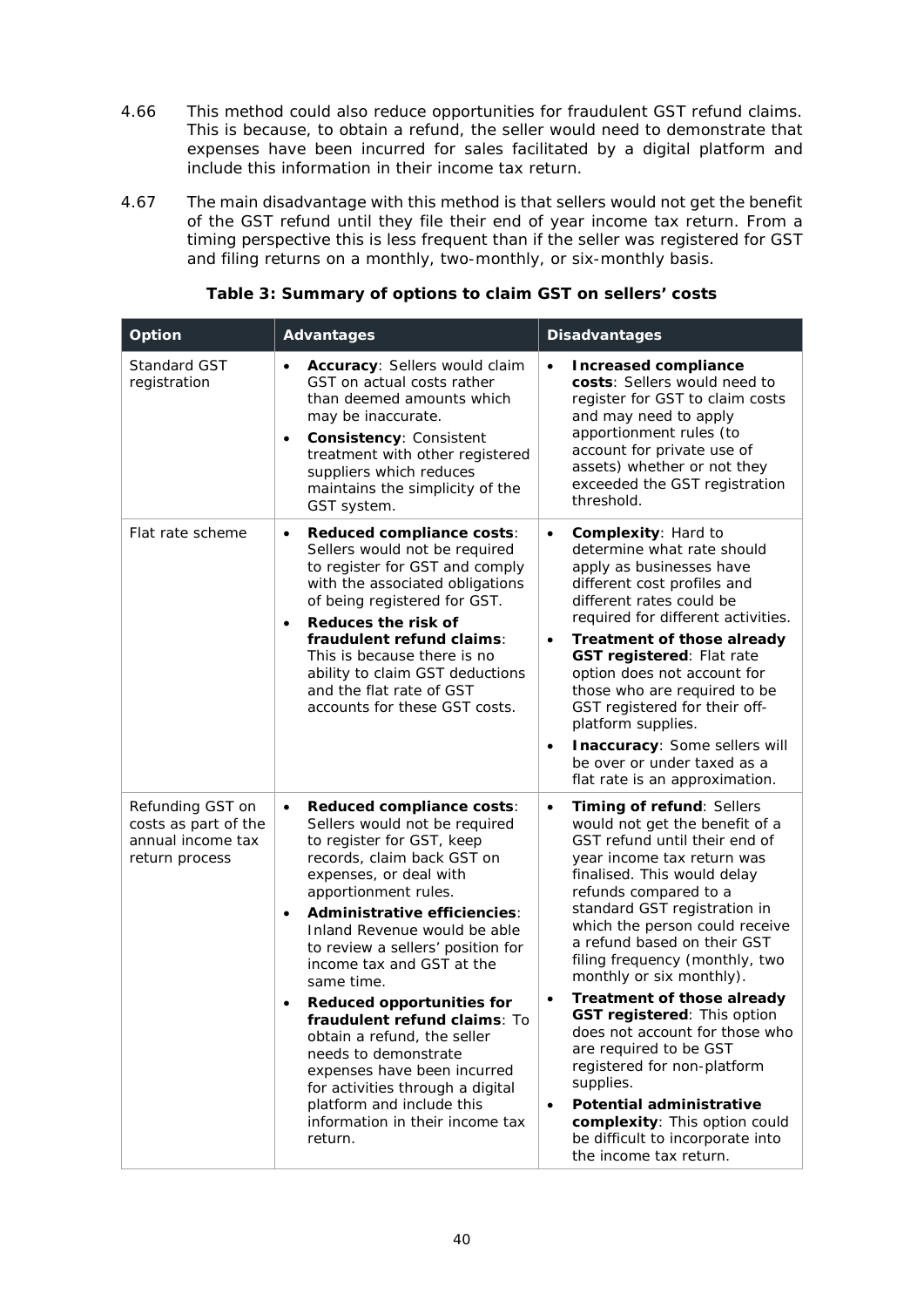4.66 This method could also reduce opportunities for fraudulent GST refund claims. This is because, to obtain a refund, the seller would need to demonstrate that expenses have been incurred for sales facilitated by a digital platform and include this information in their income tax return.

4.67 The main disadvantage with this method is that sellers would not get the benefit of the GST refund until they file their end of year income tax return. From a timing perspective this is less frequent than if the seller was registered for GST and filing returns on a monthly, two-monthly, or six-monthly basis.

**Table 3: Summary of options to claim GST on sellers' costs**

| Option | Advantages | Disadvantages |
|---|---|---|
| Standard GST registration | • **Accuracy**: Sellers would claim GST on actual costs rather than deemed amounts which may be inaccurate.<br>• **Consistency**: Consistent treatment with other registered suppliers which reduces maintains the simplicity of the GST system. | • **Increased compliance costs**: Sellers would need to register for GST to claim costs and may need to apply apportionment rules (to account for private use of assets) whether or not they exceeded the GST registration threshold. |
| Flat rate scheme | • **Reduced compliance costs**: Sellers would not be required to register for GST and comply with the associated obligations of being registered for GST.<br>• **Reduces the risk of fraudulent refund claims**: This is because there is no ability to claim GST deductions and the flat rate of GST accounts for these GST costs. | • **Complexity**: Hard to determine what rate should apply as businesses have different cost profiles and different rates could be required for different activities.<br>• **Treatment of those already GST registered**: Flat rate option does not account for those who are required to be GST registered for their off-platform supplies.<br>• **Inaccuracy**: Some sellers will be over or under taxed as a flat rate is an approximation. |
| Refunding GST on costs as part of the annual income tax return process | • **Reduced compliance costs**: Sellers would not be required to register for GST, keep records, claim back GST on expenses, or deal with apportionment rules.<br>• **Administrative efficiencies**: Inland Revenue would be able to review a sellers' position for income tax and GST at the same time.<br>• **Reduced opportunities for fraudulent refund claims**: To obtain a refund, the seller needs to demonstrate expenses have been incurred for activities through a digital platform and include this information in their income tax return. | • **Timing of refund**: Sellers would not get the benefit of a GST refund until their end of year income tax return was finalised. This would delay refunds compared to a standard GST registration in which the person could receive a refund based on their GST filing frequency (monthly, two monthly or six monthly).<br>• **Treatment of those already GST registered**: This option does not account for those who are required to be GST registered for non-platform supplies.<br>• **Potential administrative complexity**: This option could be difficult to incorporate into the income tax return. |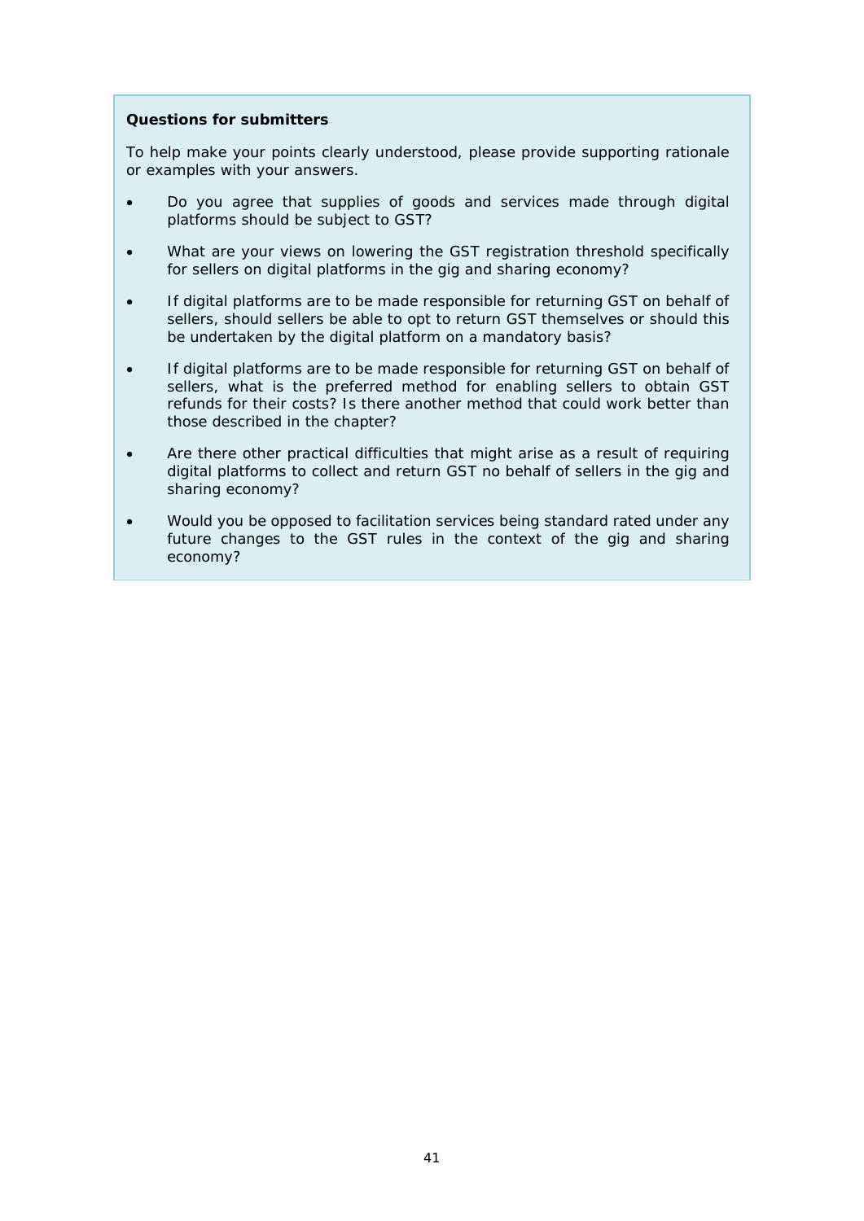**Questions for submitters**

To help make your points clearly understood, please provide supporting rationale or examples with your answers.

- Do you agree that supplies of goods and services made through digital platforms should be subject to GST?
- What are your views on lowering the GST registration threshold specifically for sellers on digital platforms in the gig and sharing economy?
- If digital platforms are to be made responsible for returning GST on behalf of sellers, should sellers be able to opt to return GST themselves or should this be undertaken by the digital platform on a mandatory basis?
- If digital platforms are to be made responsible for returning GST on behalf of sellers, what is the preferred method for enabling sellers to obtain GST refunds for their costs? Is there another method that could work better than those described in the chapter?
- Are there other practical difficulties that might arise as a result of requiring digital platforms to collect and return GST no behalf of sellers in the gig and sharing economy?
- Would you be opposed to facilitation services being standard rated under any future changes to the GST rules in the context of the gig and sharing economy?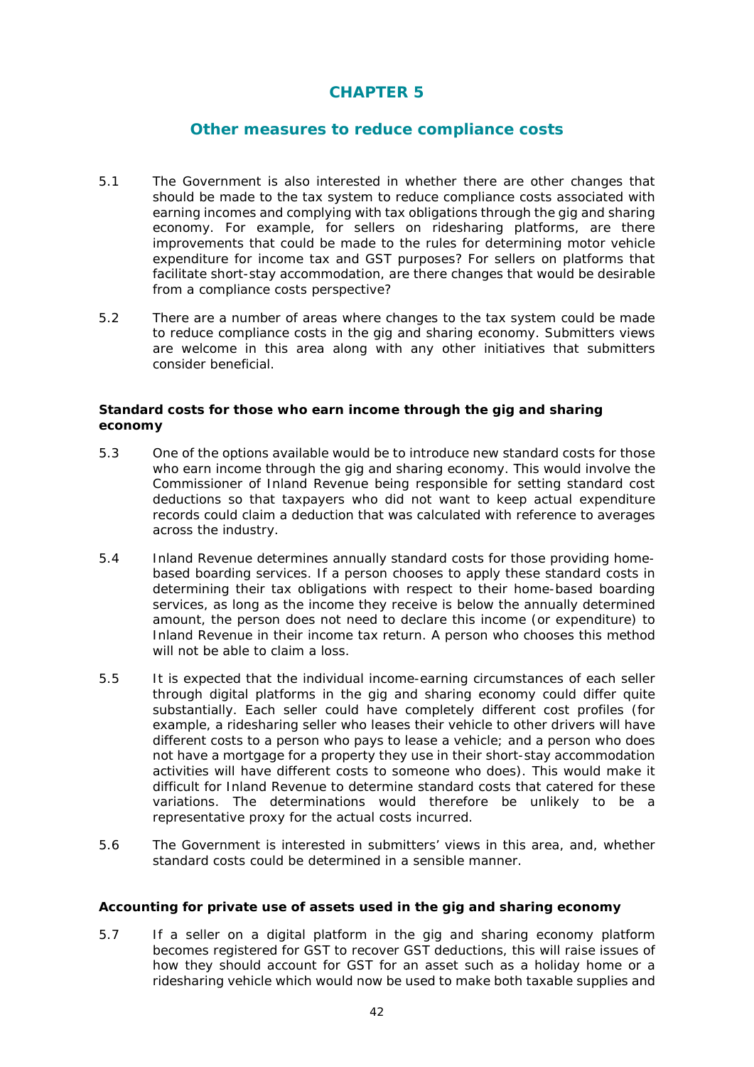# CHAPTER 5

## Other measures to reduce compliance costs

5.1 The Government is also interested in whether there are other changes that should be made to the tax system to reduce compliance costs associated with earning incomes and complying with tax obligations through the gig and sharing economy. For example, for sellers on ridesharing platforms, are there improvements that could be made to the rules for determining motor vehicle expenditure for income tax and GST purposes? For sellers on platforms that facilitate short-stay accommodation, are there changes that would be desirable from a compliance costs perspective?

5.2 There are a number of areas where changes to the tax system could be made to reduce compliance costs in the gig and sharing economy. Submitters views are welcome in this area along with any other initiatives that submitters consider beneficial.

**Standard costs for those who earn income through the gig and sharing economy**

5.3 One of the options available would be to introduce new standard costs for those who earn income through the gig and sharing economy. This would involve the Commissioner of Inland Revenue being responsible for setting standard cost deductions so that taxpayers who did not want to keep actual expenditure records could claim a deduction that was calculated with reference to averages across the industry.

5.4 Inland Revenue determines annually standard costs for those providing home-based boarding services. If a person chooses to apply these standard costs in determining their tax obligations with respect to their home-based boarding services, as long as the income they receive is below the annually determined amount, the person does not need to declare this income (or expenditure) to Inland Revenue in their income tax return. A person who chooses this method will not be able to claim a loss.

5.5 It is expected that the individual income-earning circumstances of each seller through digital platforms in the gig and sharing economy could differ quite substantially. Each seller could have completely different cost profiles (for example, a ridesharing seller who leases their vehicle to other drivers will have different costs to a person who pays to lease a vehicle; and a person who does not have a mortgage for a property they use in their short-stay accommodation activities will have different costs to someone who does). This would make it difficult for Inland Revenue to determine standard costs that catered for these variations. The determinations would therefore be unlikely to be a representative proxy for the actual costs incurred.

5.6 The Government is interested in submitters' views in this area, and, whether standard costs could be determined in a sensible manner.

**Accounting for private use of assets used in the gig and sharing economy**

5.7 If a seller on a digital platform in the gig and sharing economy platform becomes registered for GST to recover GST deductions, this will raise issues of how they should account for GST for an asset such as a holiday home or a ridesharing vehicle which would now be used to make both taxable supplies and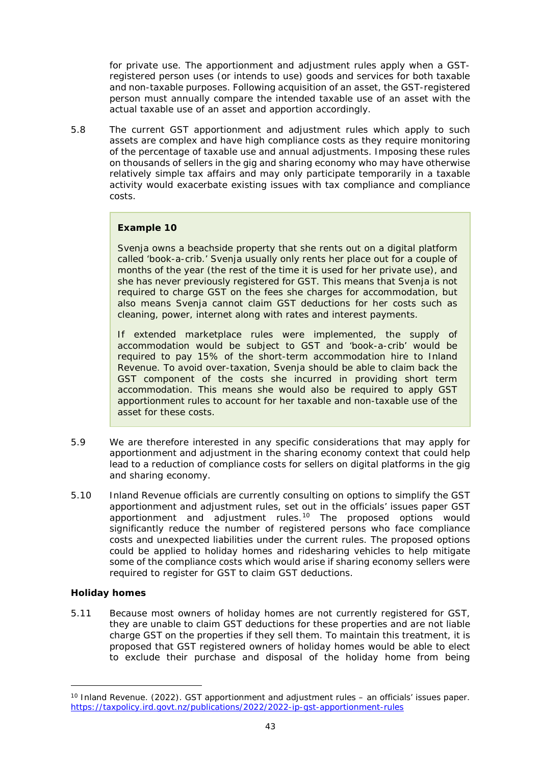for private use. The apportionment and adjustment rules apply when a GST-registered person uses (or intends to use) goods and services for both taxable and non-taxable purposes. Following acquisition of an asset, the GST-registered person must annually compare the intended taxable use of an asset with the actual taxable use of an asset and apportion accordingly.

5.8 The current GST apportionment and adjustment rules which apply to such assets are complex and have high compliance costs as they require monitoring of the percentage of taxable use and annual adjustments. Imposing these rules on thousands of sellers in the gig and sharing economy who may have otherwise relatively simple tax affairs and may only participate temporarily in a taxable activity would exacerbate existing issues with tax compliance and compliance costs.

> **Example 10**
>
> Svenja owns a beachside property that she rents out on a digital platform called 'book-a-crib.' Svenja usually only rents her place out for a couple of months of the year (the rest of the time it is used for her private use), and she has never previously registered for GST. This means that Svenja is not required to charge GST on the fees she charges for accommodation, but also means Svenja cannot claim GST deductions for her costs such as cleaning, power, internet along with rates and interest payments.
>
> If extended marketplace rules were implemented, the supply of accommodation would be subject to GST and 'book-a-crib' would be required to pay 15% of the short-term accommodation hire to Inland Revenue. To avoid over-taxation, Svenja should be able to claim back the GST component of the costs she incurred in providing short term accommodation. This means she would also be required to apply GST apportionment rules to account for her taxable and non-taxable use of the asset for these costs.

5.9 We are therefore interested in any specific considerations that may apply for apportionment and adjustment in the sharing economy context that could help lead to a reduction of compliance costs for sellers on digital platforms in the gig and sharing economy.

5.10 Inland Revenue officials are currently consulting on options to simplify the GST apportionment and adjustment rules, set out in the officials' issues paper GST apportionment and adjustment rules.[10] The proposed options would significantly reduce the number of registered persons who face compliance costs and unexpected liabilities under the current rules. The proposed options could be applied to holiday homes and ridesharing vehicles to help mitigate some of the compliance costs which would arise if sharing economy sellers were required to register for GST to claim GST deductions.

**Holiday homes**

5.11 Because most owners of holiday homes are not currently registered for GST, they are unable to claim GST deductions for these properties and are not liable charge GST on the properties if they sell them. To maintain this treatment, it is proposed that GST registered owners of holiday homes would be able to elect to exclude their purchase and disposal of the holiday home from being

---

[10] Inland Revenue. (2022). GST apportionment and adjustment rules – an officials' issues paper. https://taxpolicy.ird.govt.nz/publications/2022/2022-ip-gst-apportionment-rules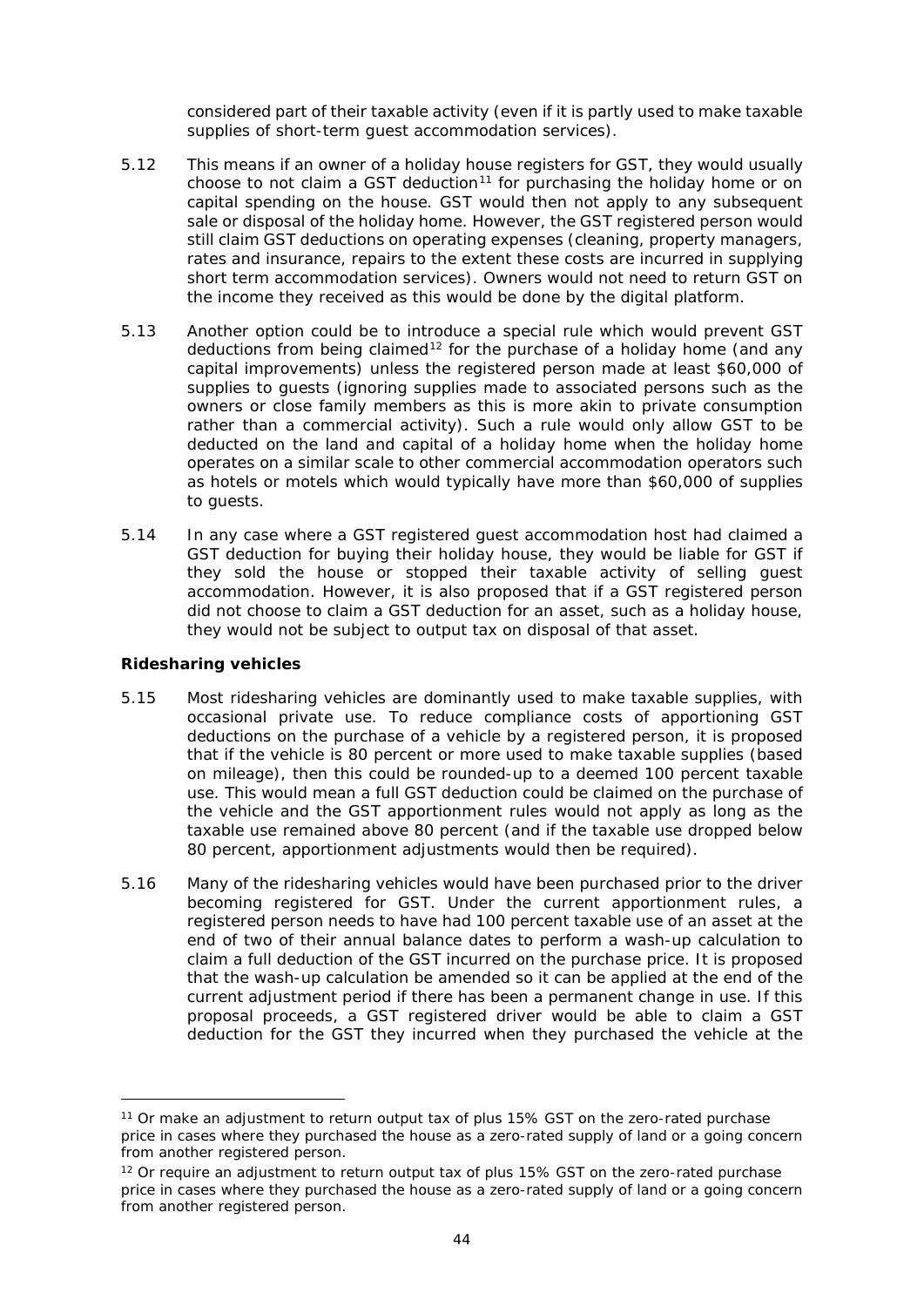considered part of their taxable activity (even if it is partly used to make taxable supplies of short-term guest accommodation services).

5.12 This means if an owner of a holiday house registers for GST, they would usually choose to not claim a GST deduction[11] for purchasing the holiday home or on capital spending on the house. GST would then not apply to any subsequent sale or disposal of the holiday home. However, the GST registered person would still claim GST deductions on operating expenses (cleaning, property managers, rates and insurance, repairs to the extent these costs are incurred in supplying short term accommodation services). Owners would not need to return GST on the income they received as this would be done by the digital platform.

5.13 Another option could be to introduce a special rule which would prevent GST deductions from being claimed[12] for the purchase of a holiday home (and any capital improvements) unless the registered person made at least $60,000 of supplies to guests (ignoring supplies made to associated persons such as the owners or close family members as this is more akin to private consumption rather than a commercial activity). Such a rule would only allow GST to be deducted on the land and capital of a holiday home when the holiday home operates on a similar scale to other commercial accommodation operators such as hotels or motels which would typically have more than $60,000 of supplies to guests.

5.14 In any case where a GST registered guest accommodation host had claimed a GST deduction for buying their holiday house, they would be liable for GST if they sold the house or stopped their taxable activity of selling guest accommodation. However, it is also proposed that if a GST registered person did not choose to claim a GST deduction for an asset, such as a holiday house, they would not be subject to output tax on disposal of that asset.

**Ridesharing vehicles**

5.15 Most ridesharing vehicles are dominantly used to make taxable supplies, with occasional private use. To reduce compliance costs of apportioning GST deductions on the purchase of a vehicle by a registered person, it is proposed that if the vehicle is 80 percent or more used to make taxable supplies (based on mileage), then this could be rounded-up to a deemed 100 percent taxable use. This would mean a full GST deduction could be claimed on the purchase of the vehicle and the GST apportionment rules would not apply as long as the taxable use remained above 80 percent (and if the taxable use dropped below 80 percent, apportionment adjustments would then be required).

5.16 Many of the ridesharing vehicles would have been purchased prior to the driver becoming registered for GST. Under the current apportionment rules, a registered person needs to have had 100 percent taxable use of an asset at the end of two of their annual balance dates to perform a wash-up calculation to claim a full deduction of the GST incurred on the purchase price. It is proposed that the wash-up calculation be amended so it can be applied at the end of the current adjustment period if there has been a permanent change in use. If this proposal proceeds, a GST registered driver would be able to claim a GST deduction for the GST they incurred when they purchased the vehicle at the

---

[11] Or make an adjustment to return output tax of plus 15% GST on the zero-rated purchase price in cases where they purchased the house as a zero-rated supply of land or a going concern from another registered person.

[12] Or require an adjustment to return output tax of plus 15% GST on the zero-rated purchase price in cases where they purchased the house as a zero-rated supply of land or a going concern from another registered person.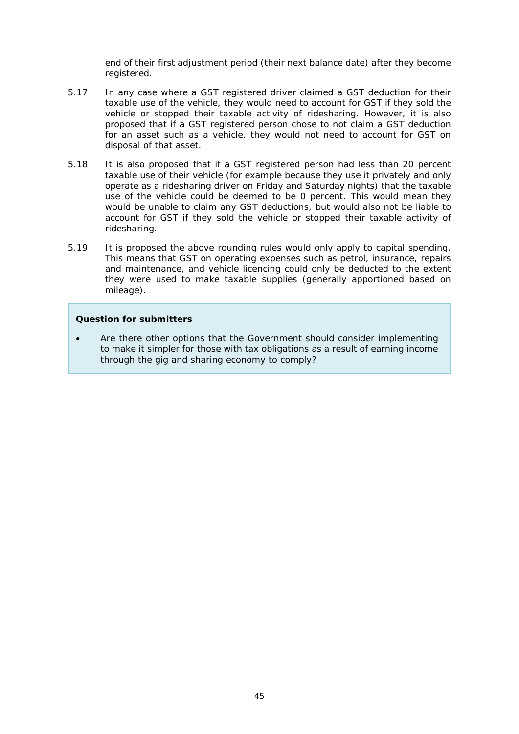end of their first adjustment period (their next balance date) after they become registered.

5.17 In any case where a GST registered driver claimed a GST deduction for their taxable use of the vehicle, they would need to account for GST if they sold the vehicle or stopped their taxable activity of ridesharing. However, it is also proposed that if a GST registered person chose to not claim a GST deduction for an asset such as a vehicle, they would not need to account for GST on disposal of that asset.

5.18 It is also proposed that if a GST registered person had less than 20 percent taxable use of their vehicle (for example because they use it privately and only operate as a ridesharing driver on Friday and Saturday nights) that the taxable use of the vehicle could be deemed to be 0 percent. This would mean they would be unable to claim any GST deductions, but would also not be liable to account for GST if they sold the vehicle or stopped their taxable activity of ridesharing.

5.19 It is proposed the above rounding rules would only apply to capital spending. This means that GST on operating expenses such as petrol, insurance, repairs and maintenance, and vehicle licencing could only be deducted to the extent they were used to make taxable supplies (generally apportioned based on mileage).

**Question for submitters**

- Are there other options that the Government should consider implementing to make it simpler for those with tax obligations as a result of earning income through the gig and sharing economy to comply?